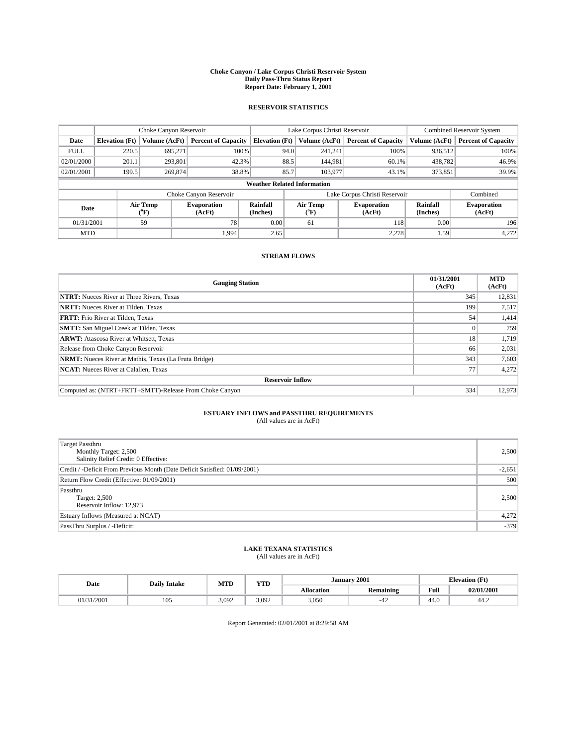# Choke Canyon / Lake Corpus Christi Reservoir System
## Daily Pass-Thru Status Report
## Report Date: February 1, 2001

### RESERVOIR STATISTICS

| | Choke Canyon Reservoir | | | Lake Corpus Christi Reservoir | | | Combined Reservoir System | |
|---|---|---|---|---|---|---|---|---|
| Date | Elevation (Ft) | Volume (AcFt) | Percent of Capacity | Elevation (Ft) | Volume (AcFt) | Percent of Capacity | Volume (AcFt) | Percent of Capacity |
| FULL | 220.5 | 695,271 | 100% | 94.0 | 241,241 | 100% | 936,512 | 100% |
| 02/01/2000 | 201.1 | 293,801 | 42.3% | 88.5 | 144,981 | 60.1% | 438,782 | 46.9% |
| 02/01/2001 | 199.5 | 269,874 | 38.8% | 85.7 | 103,977 | 43.1% | 373,851 | 39.9% |

**Weather Related Information**

| | Choke Canyon Reservoir | | | Lake Corpus Christi Reservoir | | | Combined |
|---|---|---|---|---|---|---|---|
| Date | Air Temp (°F) | Evaporation (AcFt) | Rainfall (Inches) | Air Temp (°F) | Evaporation (AcFt) | Rainfall (Inches) | Evaporation (AcFt) |
| 01/31/2001 | 59 | 78 | 0.00 | 61 | 118 | 0.00 | 196 |
| MTD | | 1,994 | 2.65 | | 2,278 | 1.59 | 4,272 |

### STREAM FLOWS

| Gauging Station | 01/31/2001 (AcFt) | MTD (AcFt) |
|---|---|---|
| **NTRT:** Nueces River at Three Rivers, Texas | 345 | 12,831 |
| **NRTT:** Nueces River at Tilden, Texas | 199 | 7,517 |
| **FRTT:** Frio River at Tilden, Texas | 54 | 1,414 |
| **SMTT:** San Miguel Creek at Tilden, Texas | 0 | 759 |
| **ARWT:** Atascosa River at Whitsett, Texas | 18 | 1,719 |
| Release from Choke Canyon Reservoir | 66 | 2,031 |
| **NRMT:** Nueces River at Mathis, Texas (La Fruta Bridge) | 343 | 7,603 |
| **NCAT:** Nueces River at Calallen, Texas | 77 | 4,272 |
| **Reservoir Inflow** | | |
| Computed as: (NTRT+FRTT+SMTT)-Release From Choke Canyon | 334 | 12,973 |

### ESTUARY INFLOWS and PASSTHRU REQUIREMENTS
(All values are in AcFt)

| | |
|---|---|
| Target Passthru<br>Monthly Target: 2,500<br>Salinity Relief Credit: 0 Effective: | 2,500 |
| Credit / -Deficit From Previous Month (Date Deficit Satisfied: 01/09/2001) | -2,651 |
| Return Flow Credit (Effective: 01/09/2001) | 500 |
| Passthru<br>Target: 2,500<br>Reservoir Inflow: 12,973 | 2,500 |
| Estuary Inflows (Measured at NCAT) | 4,272 |
| PassThru Surplus / -Deficit: | -379 |

### LAKE TEXANA STATISTICS
(All values are in AcFt)

| Date | Daily Intake | MTD | YTD | January 2001 | | Elevation (Ft) | |
|---|---|---|---|---|---|---|---|
| | | | | Allocation | Remaining | Full | 02/01/2001 |
| 01/31/2001 | 105 | 3,092 | 3,092 | 3,050 | -42 | 44.0 | 44.2 |

Report Generated: 02/01/2001 at 8:29:58 AM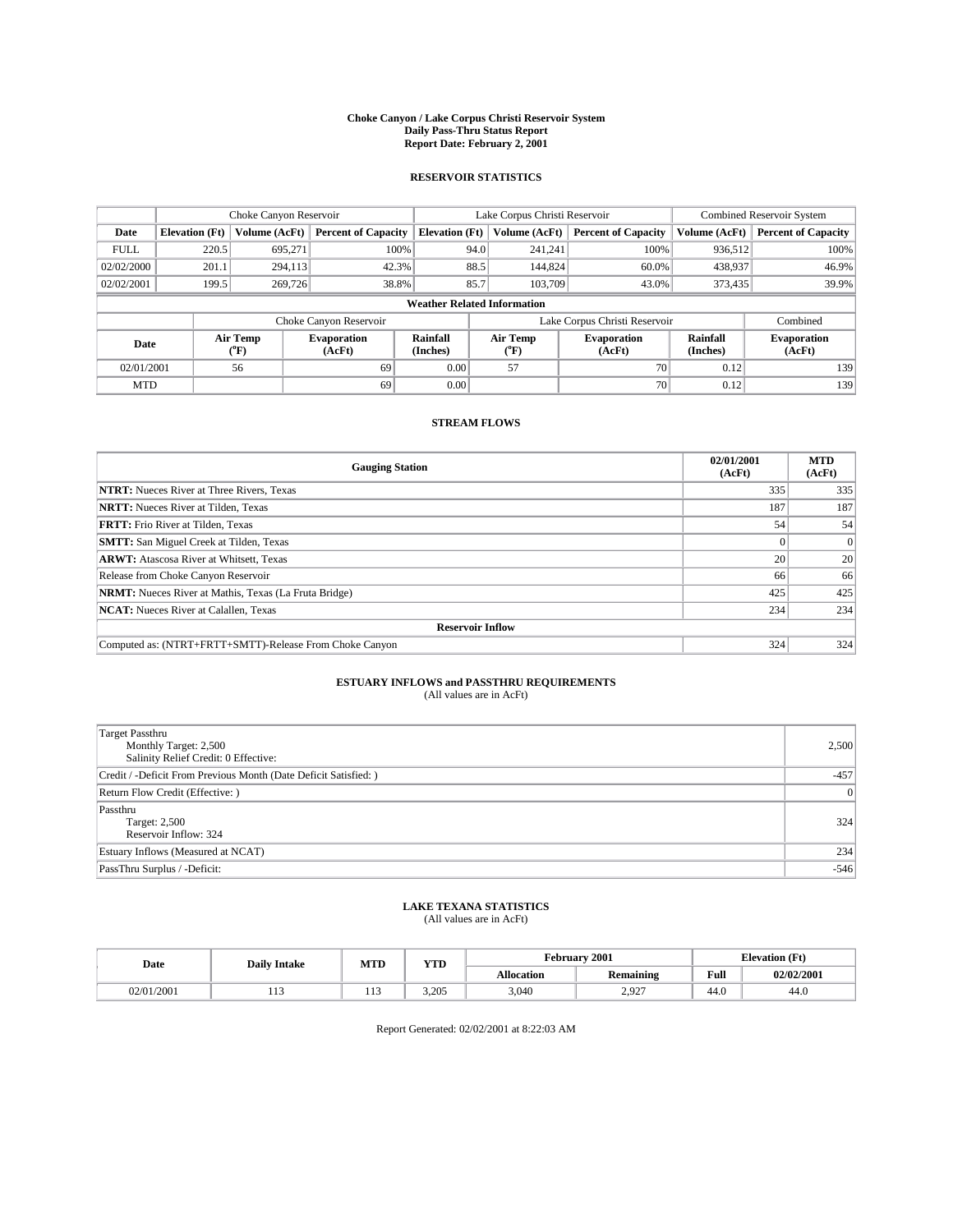**Choke Canyon / Lake Corpus Christi Reservoir System**
**Daily Pass-Thru Status Report**
**Report Date: February 2, 2001**

## RESERVOIR STATISTICS

| | Choke Canyon Reservoir | | | Lake Corpus Christi Reservoir | | | Combined Reservoir System | |
|---|---|---|---|---|---|---|---|---|
| **Date** | **Elevation (Ft)** | **Volume (AcFt)** | **Percent of Capacity** | **Elevation (Ft)** | **Volume (AcFt)** | **Percent of Capacity** | **Volume (AcFt)** | **Percent of Capacity** |
| FULL | 220.5 | 695,271 | 100% | 94.0 | 241,241 | 100% | 936,512 | 100% |
| 02/02/2000 | 201.1 | 294,113 | 42.3% | 88.5 | 144,824 | 60.0% | 438,937 | 46.9% |
| 02/02/2001 | 199.5 | 269,726 | 38.8% | 85.7 | 103,709 | 43.0% | 373,435 | 39.9% |

**Weather Related Information**

| | Choke Canyon Reservoir | | | Lake Corpus Christi Reservoir | | | Combined |
|---|---|---|---|---|---|---|---|
| **Date** | **Air Temp (°F)** | **Evaporation (AcFt)** | **Rainfall (Inches)** | **Air Temp (°F)** | **Evaporation (AcFt)** | **Rainfall (Inches)** | **Evaporation (AcFt)** |
| 02/01/2001 | 56 | 69 | 0.00 | 57 | 70 | 0.12 | 139 |
| MTD | | 69 | 0.00 | | 70 | 0.12 | 139 |

## STREAM FLOWS

| Gauging Station | 02/01/2001 (AcFt) | MTD (AcFt) |
|---|---|---|
| **NTRT:** Nueces River at Three Rivers, Texas | 335 | 335 |
| **NRTT:** Nueces River at Tilden, Texas | 187 | 187 |
| **FRTT:** Frio River at Tilden, Texas | 54 | 54 |
| **SMTT:** San Miguel Creek at Tilden, Texas | 0 | 0 |
| **ARWT:** Atascosa River at Whitsett, Texas | 20 | 20 |
| Release from Choke Canyon Reservoir | 66 | 66 |
| **NRMT:** Nueces River at Mathis, Texas (La Fruta Bridge) | 425 | 425 |
| **NCAT:** Nueces River at Calallen, Texas | 234 | 234 |
| **Reservoir Inflow** | | |
| Computed as: (NTRT+FRTT+SMTT)-Release From Choke Canyon | 324 | 324 |

## ESTUARY INFLOWS and PASSTHRU REQUIREMENTS

(All values are in AcFt)

| | |
|---|---|
| Target Passthru<br>Monthly Target: 2,500<br>Salinity Relief Credit: 0 Effective: | 2,500 |
| Credit / -Deficit From Previous Month (Date Deficit Satisfied: ) | -457 |
| Return Flow Credit (Effective: ) | 0 |
| Passthru<br>Target: 2,500<br>Reservoir Inflow: 324 | 324 |
| Estuary Inflows (Measured at NCAT) | 234 |
| PassThru Surplus / -Deficit: | -546 |

## LAKE TEXANA STATISTICS

(All values are in AcFt)

| Date | Daily Intake | MTD | YTD | February 2001 | | Elevation (Ft) | |
|---|---|---|---|---|---|---|---|
| | | | | **Allocation** | **Remaining** | **Full** | **02/02/2001** |
| 02/01/2001 | 113 | 113 | 3,205 | 3,040 | 2,927 | 44.0 | 44.0 |

Report Generated: 02/02/2001 at 8:22:03 AM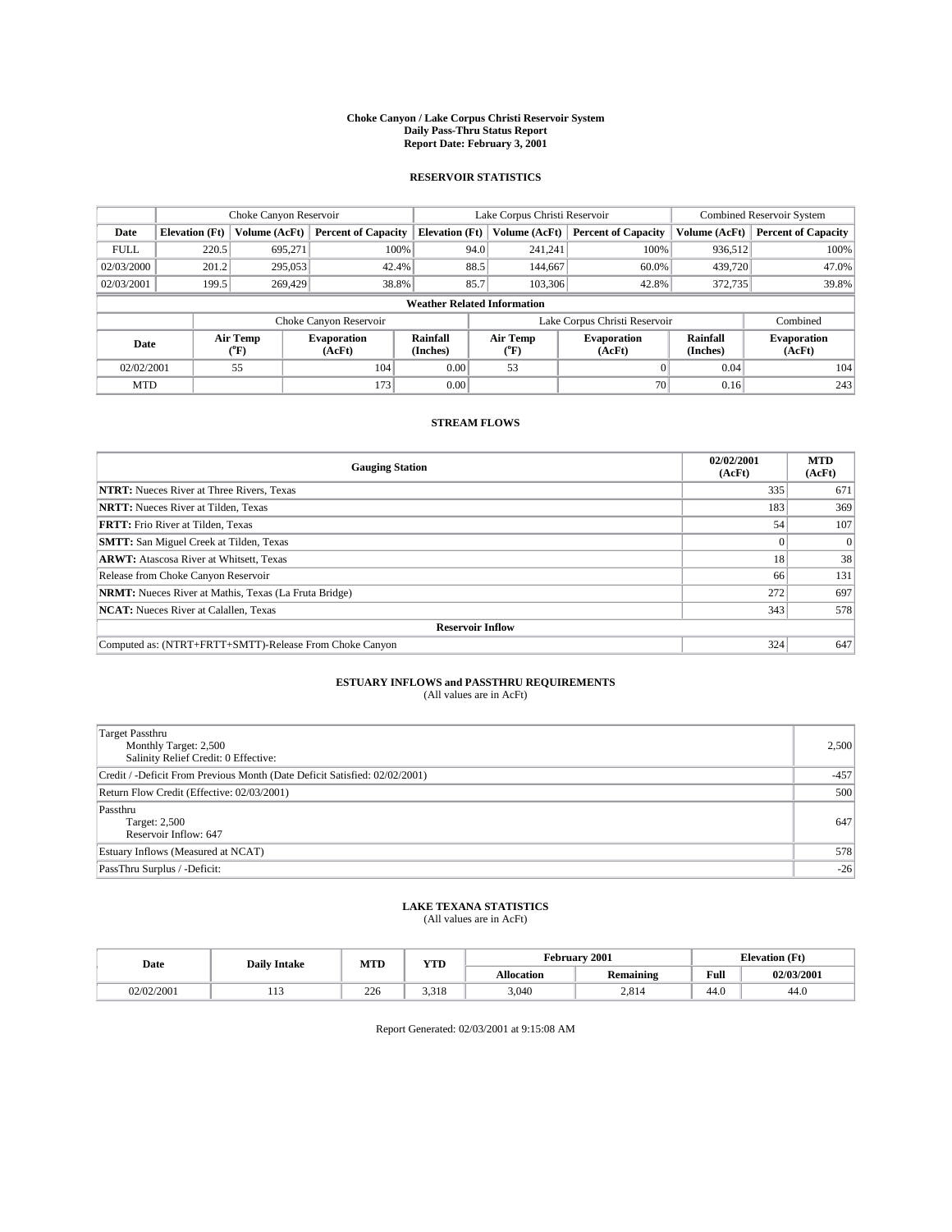# Choke Canyon / Lake Corpus Christi Reservoir System
## Daily Pass-Thru Status Report
### Report Date: February 3, 2001

## RESERVOIR STATISTICS

| | Choke Canyon Reservoir | | | Lake Corpus Christi Reservoir | | | Combined Reservoir System | |
|---|---|---|---|---|---|---|---|---|
| **Date** | **Elevation (Ft)** | **Volume (AcFt)** | **Percent of Capacity** | **Elevation (Ft)** | **Volume (AcFt)** | **Percent of Capacity** | **Volume (AcFt)** | **Percent of Capacity** |
| FULL | 220.5 | 695,271 | 100% | 94.0 | 241,241 | 100% | 936,512 | 100% |
| 02/03/2000 | 201.2 | 295,053 | 42.4% | 88.5 | 144,667 | 60.0% | 439,720 | 47.0% |
| 02/03/2001 | 199.5 | 269,429 | 38.8% | 85.7 | 103,306 | 42.8% | 372,735 | 39.8% |

**Weather Related Information**

| | Choke Canyon Reservoir | | | Lake Corpus Christi Reservoir | | | Combined |
|---|---|---|---|---|---|---|---|
| **Date** | **Air Temp (°F)** | **Evaporation (AcFt)** | **Rainfall (Inches)** | **Air Temp (°F)** | **Evaporation (AcFt)** | **Rainfall (Inches)** | **Evaporation (AcFt)** |
| 02/02/2001 | 55 | 104 | 0.00 | 53 | 0 | 0.04 | 104 |
| MTD | | 173 | 0.00 | | 70 | 0.16 | 243 |

## STREAM FLOWS

| Gauging Station | 02/02/2001 (AcFt) | MTD (AcFt) |
|---|---|---|
| **NTRT:** Nueces River at Three Rivers, Texas | 335 | 671 |
| **NRTT:** Nueces River at Tilden, Texas | 183 | 369 |
| **FRTT:** Frio River at Tilden, Texas | 54 | 107 |
| **SMTT:** San Miguel Creek at Tilden, Texas | 0 | 0 |
| **ARWT:** Atascosa River at Whitsett, Texas | 18 | 38 |
| Release from Choke Canyon Reservoir | 66 | 131 |
| **NRMT:** Nueces River at Mathis, Texas (La Fruta Bridge) | 272 | 697 |
| **NCAT:** Nueces River at Calallen, Texas | 343 | 578 |
| **Reservoir Inflow** | | |
| Computed as: (NTRT+FRTT+SMTT)-Release From Choke Canyon | 324 | 647 |

## ESTUARY INFLOWS and PASSTHRU REQUIREMENTS
(All values are in AcFt)

| | |
|---|---|
| Target Passthru<br>Monthly Target: 2,500<br>Salinity Relief Credit: 0 Effective: | 2,500 |
| Credit / -Deficit From Previous Month (Date Deficit Satisfied: 02/02/2001) | -457 |
| Return Flow Credit (Effective: 02/03/2001) | 500 |
| Passthru<br>Target: 2,500<br>Reservoir Inflow: 647 | 647 |
| Estuary Inflows (Measured at NCAT) | 578 |
| PassThru Surplus / -Deficit: | -26 |

## LAKE TEXANA STATISTICS
(All values are in AcFt)

| Date | Daily Intake | MTD | YTD | February 2001 | | Elevation (Ft) | |
|---|---|---|---|---|---|---|---|
| | | | | **Allocation** | **Remaining** | **Full** | **02/03/2001** |
| 02/02/2001 | 113 | 226 | 3,318 | 3,040 | 2,814 | 44.0 | 44.0 |

Report Generated: 02/03/2001 at 9:15:08 AM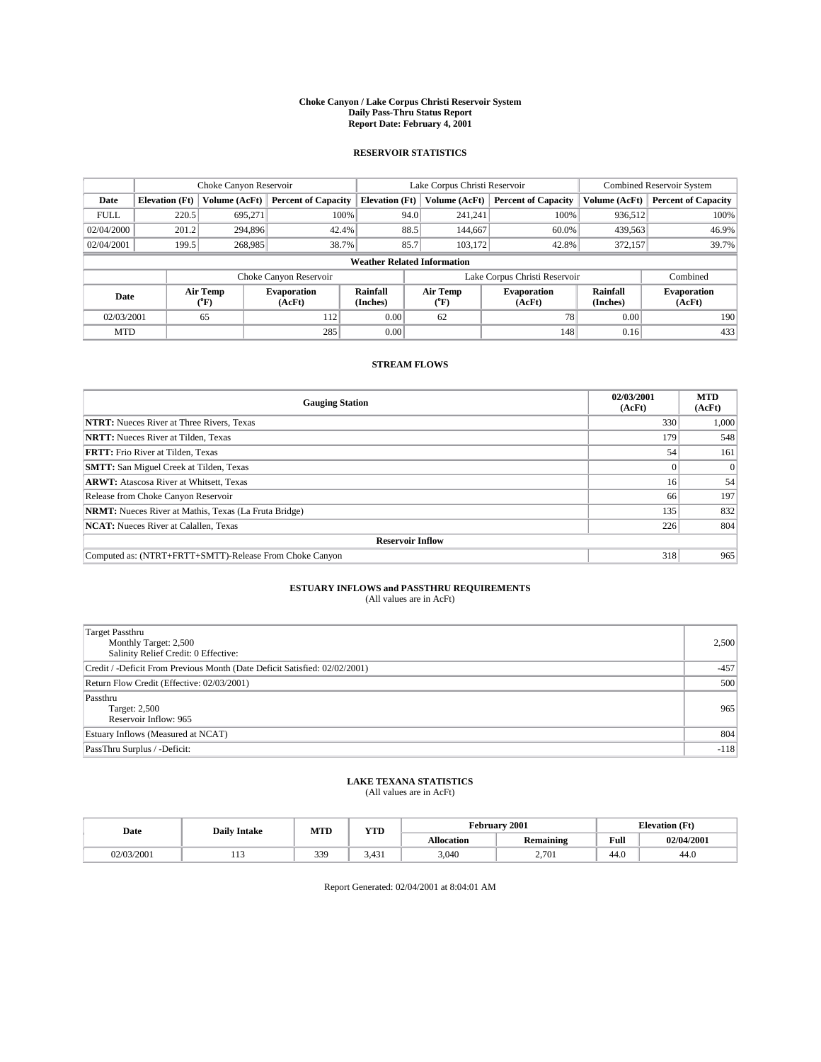**Choke Canyon / Lake Corpus Christi Reservoir System**
**Daily Pass-Thru Status Report**
**Report Date: February 4, 2001**

## RESERVOIR STATISTICS

| | Choke Canyon Reservoir | | | Lake Corpus Christi Reservoir | | | Combined Reservoir System | |
|---|---|---|---|---|---|---|---|---|
| **Date** | **Elevation (Ft)** | **Volume (AcFt)** | **Percent of Capacity** | **Elevation (Ft)** | **Volume (AcFt)** | **Percent of Capacity** | **Volume (AcFt)** | **Percent of Capacity** |
| FULL | 220.5 | 695,271 | 100% | 94.0 | 241,241 | 100% | 936,512 | 100% |
| 02/04/2000 | 201.2 | 294,896 | 42.4% | 88.5 | 144,667 | 60.0% | 439,563 | 46.9% |
| 02/04/2001 | 199.5 | 268,985 | 38.7% | 85.7 | 103,172 | 42.8% | 372,157 | 39.7% |

**Weather Related Information**

| | Choke Canyon Reservoir | | | Lake Corpus Christi Reservoir | | | Combined |
|---|---|---|---|---|---|---|---|
| **Date** | **Air Temp (°F)** | **Evaporation (AcFt)** | **Rainfall (Inches)** | **Air Temp (°F)** | **Evaporation (AcFt)** | **Rainfall (Inches)** | **Evaporation (AcFt)** |
| 02/03/2001 | 65 | 112 | 0.00 | 62 | 78 | 0.00 | 190 |
| MTD | | 285 | 0.00 | | 148 | 0.16 | 433 |

## STREAM FLOWS

| Gauging Station | 02/03/2001 (AcFt) | MTD (AcFt) |
|---|---|---|
| **NTRT:** Nueces River at Three Rivers, Texas | 330 | 1,000 |
| **NRTT:** Nueces River at Tilden, Texas | 179 | 548 |
| **FRTT:** Frio River at Tilden, Texas | 54 | 161 |
| **SMTT:** San Miguel Creek at Tilden, Texas | 0 | 0 |
| **ARWT:** Atascosa River at Whitsett, Texas | 16 | 54 |
| Release from Choke Canyon Reservoir | 66 | 197 |
| **NRMT:** Nueces River at Mathis, Texas (La Fruta Bridge) | 135 | 832 |
| **NCAT:** Nueces River at Calallen, Texas | 226 | 804 |
| **Reservoir Inflow** | | |
| Computed as: (NTRT+FRTT+SMTT)-Release From Choke Canyon | 318 | 965 |

## ESTUARY INFLOWS and PASSTHRU REQUIREMENTS
(All values are in AcFt)

| | |
|---|---|
| Target Passthru<br>Monthly Target: 2,500<br>Salinity Relief Credit: 0 Effective: | 2,500 |
| Credit / -Deficit From Previous Month (Date Deficit Satisfied: 02/02/2001) | -457 |
| Return Flow Credit (Effective: 02/03/2001) | 500 |
| Passthru<br>Target: 2,500<br>Reservoir Inflow: 965 | 965 |
| Estuary Inflows (Measured at NCAT) | 804 |
| PassThru Surplus / -Deficit: | -118 |

## LAKE TEXANA STATISTICS
(All values are in AcFt)

| Date | Daily Intake | MTD | YTD | February 2001 | | Elevation (Ft) | |
|---|---|---|---|---|---|---|---|
| | | | | **Allocation** | **Remaining** | **Full** | **02/04/2001** |
| 02/03/2001 | 113 | 339 | 3,431 | 3,040 | 2,701 | 44.0 | 44.0 |

Report Generated: 02/04/2001 at 8:04:01 AM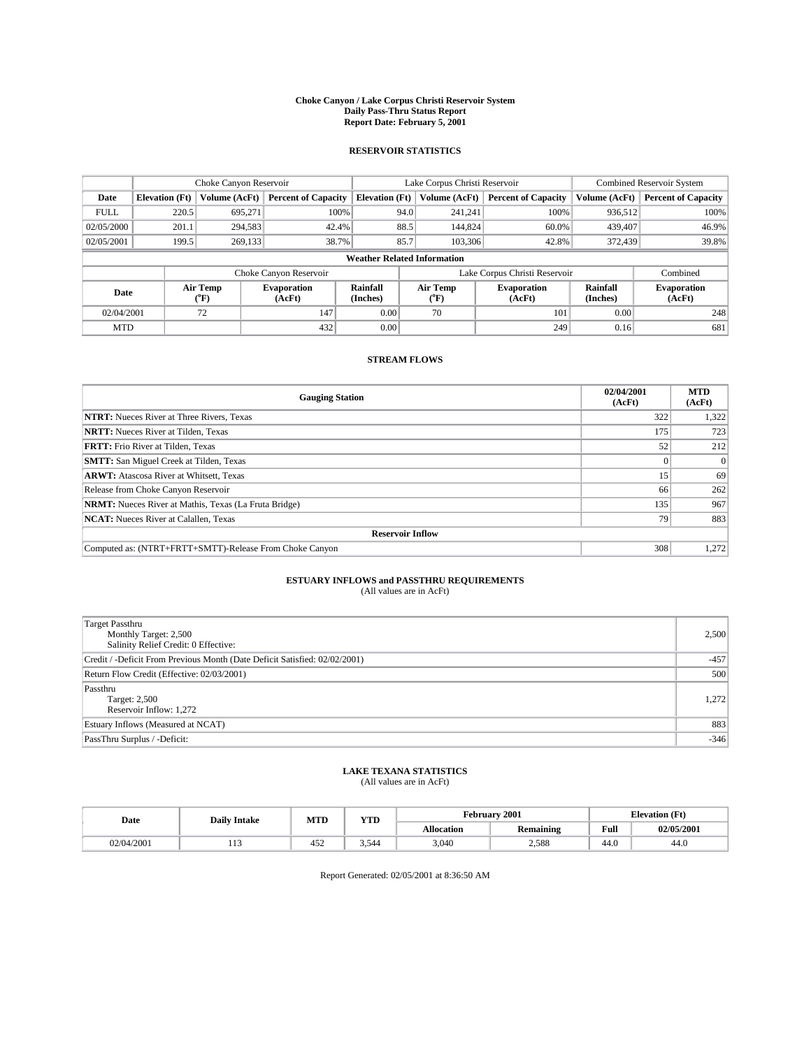# Choke Canyon / Lake Corpus Christi Reservoir System
## Daily Pass-Thru Status Report
### Report Date: February 5, 2001

## RESERVOIR STATISTICS

| | Choke Canyon Reservoir | | | Lake Corpus Christi Reservoir | | | Combined Reservoir System | |
|---|---|---|---|---|---|---|---|---|
| Date | Elevation (Ft) | Volume (AcFt) | Percent of Capacity | Elevation (Ft) | Volume (AcFt) | Percent of Capacity | Volume (AcFt) | Percent of Capacity |
| FULL | 220.5 | 695,271 | 100% | 94.0 | 241,241 | 100% | 936,512 | 100% |
| 02/05/2000 | 201.1 | 294,583 | 42.4% | 88.5 | 144,824 | 60.0% | 439,407 | 46.9% |
| 02/05/2001 | 199.5 | 269,133 | 38.7% | 85.7 | 103,306 | 42.8% | 372,439 | 39.8% |

**Weather Related Information**

| | Choke Canyon Reservoir | | | Lake Corpus Christi Reservoir | | | Combined |
|---|---|---|---|---|---|---|---|
| Date | Air Temp (°F) | Evaporation (AcFt) | Rainfall (Inches) | Air Temp (°F) | Evaporation (AcFt) | Rainfall (Inches) | Evaporation (AcFt) |
| 02/04/2001 | 72 | 147 | 0.00 | 70 | 101 | 0.00 | 248 |
| MTD | | 432 | 0.00 | | 249 | 0.16 | 681 |

## STREAM FLOWS

| Gauging Station | 02/04/2001 (AcFt) | MTD (AcFt) |
|---|---|---|
| **NTRT:** Nueces River at Three Rivers, Texas | 322 | 1,322 |
| **NRTT:** Nueces River at Tilden, Texas | 175 | 723 |
| **FRTT:** Frio River at Tilden, Texas | 52 | 212 |
| **SMTT:** San Miguel Creek at Tilden, Texas | 0 | 0 |
| **ARWT:** Atascosa River at Whitsett, Texas | 15 | 69 |
| Release from Choke Canyon Reservoir | 66 | 262 |
| **NRMT:** Nueces River at Mathis, Texas (La Fruta Bridge) | 135 | 967 |
| **NCAT:** Nueces River at Calallen, Texas | 79 | 883 |
| **Reservoir Inflow** | | |
| Computed as: (NTRT+FRTT+SMTT)-Release From Choke Canyon | 308 | 1,272 |

## ESTUARY INFLOWS and PASSTHRU REQUIREMENTS
(All values are in AcFt)

| | |
|---|---|
| Target Passthru<br>Monthly Target: 2,500<br>Salinity Relief Credit: 0 Effective: | 2,500 |
| Credit / -Deficit From Previous Month (Date Deficit Satisfied: 02/02/2001) | -457 |
| Return Flow Credit (Effective: 02/03/2001) | 500 |
| Passthru<br>Target: 2,500<br>Reservoir Inflow: 1,272 | 1,272 |
| Estuary Inflows (Measured at NCAT) | 883 |
| PassThru Surplus / -Deficit: | -346 |

## LAKE TEXANA STATISTICS
(All values are in AcFt)

| Date | Daily Intake | MTD | YTD | February 2001 | | Elevation (Ft) | |
|---|---|---|---|---|---|---|---|
| | | | | Allocation | Remaining | Full | 02/05/2001 |
| 02/04/2001 | 113 | 452 | 3,544 | 3,040 | 2,588 | 44.0 | 44.0 |

Report Generated: 02/05/2001 at 8:36:50 AM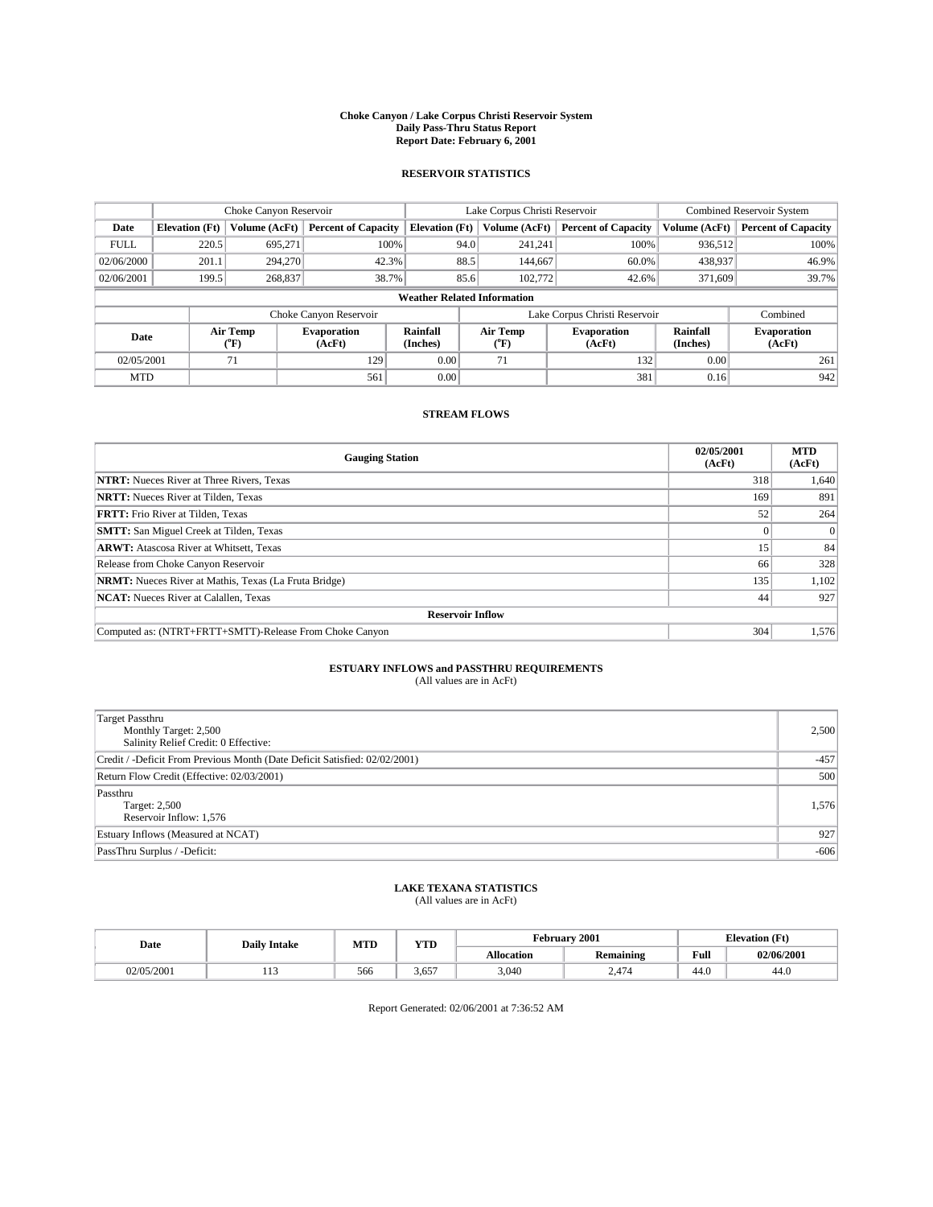**Choke Canyon / Lake Corpus Christi Reservoir System**
**Daily Pass-Thru Status Report**
**Report Date: February 6, 2001**

## RESERVOIR STATISTICS

| | Choke Canyon Reservoir | | | Lake Corpus Christi Reservoir | | | Combined Reservoir System | |
|---|---|---|---|---|---|---|---|---|
| **Date** | **Elevation (Ft)** | **Volume (AcFt)** | **Percent of Capacity** | **Elevation (Ft)** | **Volume (AcFt)** | **Percent of Capacity** | **Volume (AcFt)** | **Percent of Capacity** |
| FULL | 220.5 | 695,271 | 100% | 94.0 | 241,241 | 100% | 936,512 | 100% |
| 02/06/2000 | 201.1 | 294,270 | 42.3% | 88.5 | 144,667 | 60.0% | 438,937 | 46.9% |
| 02/06/2001 | 199.5 | 268,837 | 38.7% | 85.6 | 102,772 | 42.6% | 371,609 | 39.7% |

**Weather Related Information**

| | Choke Canyon Reservoir | | | Lake Corpus Christi Reservoir | | | Combined |
|---|---|---|---|---|---|---|---|
| **Date** | **Air Temp (°F)** | **Evaporation (AcFt)** | **Rainfall (Inches)** | **Air Temp (°F)** | **Evaporation (AcFt)** | **Rainfall (Inches)** | **Evaporation (AcFt)** |
| 02/05/2001 | 71 | 129 | 0.00 | 71 | 132 | 0.00 | 261 |
| MTD | | 561 | 0.00 | | 381 | 0.16 | 942 |

## STREAM FLOWS

| Gauging Station | 02/05/2001 (AcFt) | MTD (AcFt) |
|---|---|---|
| **NTRT:** Nueces River at Three Rivers, Texas | 318 | 1,640 |
| **NRTT:** Nueces River at Tilden, Texas | 169 | 891 |
| **FRTT:** Frio River at Tilden, Texas | 52 | 264 |
| **SMTT:** San Miguel Creek at Tilden, Texas | 0 | 0 |
| **ARWT:** Atascosa River at Whitsett, Texas | 15 | 84 |
| Release from Choke Canyon Reservoir | 66 | 328 |
| **NRMT:** Nueces River at Mathis, Texas (La Fruta Bridge) | 135 | 1,102 |
| **NCAT:** Nueces River at Calallen, Texas | 44 | 927 |
| **Reservoir Inflow** | | |
| Computed as: (NTRT+FRTT+SMTT)-Release From Choke Canyon | 304 | 1,576 |

## ESTUARY INFLOWS and PASSTHRU REQUIREMENTS
(All values are in AcFt)

| | |
|---|---|
| Target Passthru<br>Monthly Target: 2,500<br>Salinity Relief Credit: 0 Effective: | 2,500 |
| Credit / -Deficit From Previous Month (Date Deficit Satisfied: 02/02/2001) | -457 |
| Return Flow Credit (Effective: 02/03/2001) | 500 |
| Passthru<br>Target: 2,500<br>Reservoir Inflow: 1,576 | 1,576 |
| Estuary Inflows (Measured at NCAT) | 927 |
| PassThru Surplus / -Deficit: | -606 |

## LAKE TEXANA STATISTICS
(All values are in AcFt)

| Date | Daily Intake | MTD | YTD | February 2001 | | Elevation (Ft) | |
|---|---|---|---|---|---|---|---|
| | | | | **Allocation** | **Remaining** | **Full** | **02/06/2001** |
| 02/05/2001 | 113 | 566 | 3,657 | 3,040 | 2,474 | 44.0 | 44.0 |

Report Generated: 02/06/2001 at 7:36:52 AM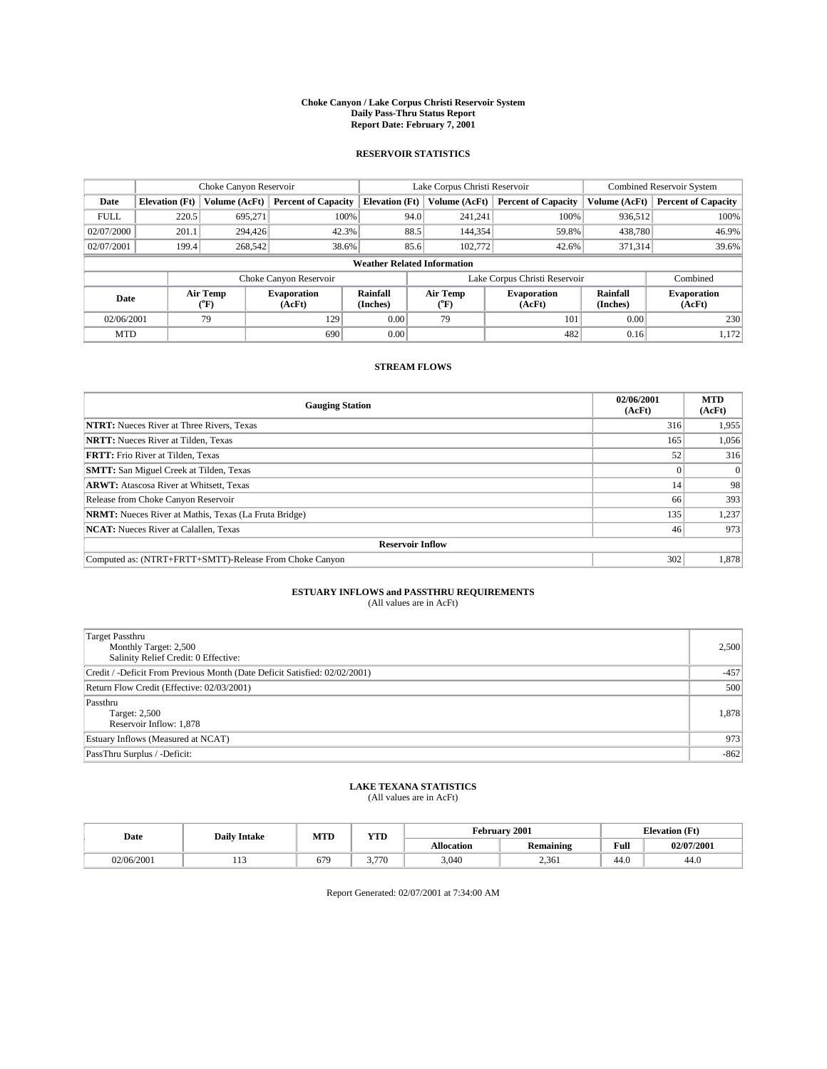**Choke Canyon / Lake Corpus Christi Reservoir System**
**Daily Pass-Thru Status Report**
**Report Date: February 7, 2001**

## RESERVOIR STATISTICS

| | Choke Canyon Reservoir | | | Lake Corpus Christi Reservoir | | | Combined Reservoir System | |
|---|---|---|---|---|---|---|---|---|
| **Date** | **Elevation (Ft)** | **Volume (AcFt)** | **Percent of Capacity** | **Elevation (Ft)** | **Volume (AcFt)** | **Percent of Capacity** | **Volume (AcFt)** | **Percent of Capacity** |
| FULL | 220.5 | 695,271 | 100% | 94.0 | 241,241 | 100% | 936,512 | 100% |
| 02/07/2000 | 201.1 | 294,426 | 42.3% | 88.5 | 144,354 | 59.8% | 438,780 | 46.9% |
| 02/07/2001 | 199.4 | 268,542 | 38.6% | 85.6 | 102,772 | 42.6% | 371,314 | 39.6% |

**Weather Related Information**

| | Choke Canyon Reservoir | | | Lake Corpus Christi Reservoir | | | Combined |
|---|---|---|---|---|---|---|---|
| **Date** | **Air Temp (°F)** | **Evaporation (AcFt)** | **Rainfall (Inches)** | **Air Temp (°F)** | **Evaporation (AcFt)** | **Rainfall (Inches)** | **Evaporation (AcFt)** |
| 02/06/2001 | 79 | 129 | 0.00 | 79 | 101 | 0.00 | 230 |
| MTD | | 690 | 0.00 | | 482 | 0.16 | 1,172 |

## STREAM FLOWS

| Gauging Station | 02/06/2001 (AcFt) | MTD (AcFt) |
|---|---|---|
| **NTRT:** Nueces River at Three Rivers, Texas | 316 | 1,955 |
| **NRTT:** Nueces River at Tilden, Texas | 165 | 1,056 |
| **FRTT:** Frio River at Tilden, Texas | 52 | 316 |
| **SMTT:** San Miguel Creek at Tilden, Texas | 0 | 0 |
| **ARWT:** Atascosa River at Whitsett, Texas | 14 | 98 |
| Release from Choke Canyon Reservoir | 66 | 393 |
| **NRMT:** Nueces River at Mathis, Texas (La Fruta Bridge) | 135 | 1,237 |
| **NCAT:** Nueces River at Calallen, Texas | 46 | 973 |
| **Reservoir Inflow** | | |
| Computed as: (NTRT+FRTT+SMTT)-Release From Choke Canyon | 302 | 1,878 |

## ESTUARY INFLOWS and PASSTHRU REQUIREMENTS

(All values are in AcFt)

| | |
|---|---|
| Target Passthru<br>Monthly Target: 2,500<br>Salinity Relief Credit: 0 Effective: | 2,500 |
| Credit / -Deficit From Previous Month (Date Deficit Satisfied: 02/02/2001) | -457 |
| Return Flow Credit (Effective: 02/03/2001) | 500 |
| Passthru<br>Target: 2,500<br>Reservoir Inflow: 1,878 | 1,878 |
| Estuary Inflows (Measured at NCAT) | 973 |
| PassThru Surplus / -Deficit: | -862 |

## LAKE TEXANA STATISTICS

(All values are in AcFt)

| Date | Daily Intake | MTD | YTD | February 2001 | | Elevation (Ft) | |
|---|---|---|---|---|---|---|---|
| | | | | **Allocation** | **Remaining** | **Full** | **02/07/2001** |
| 02/06/2001 | 113 | 679 | 3,770 | 3,040 | 2,361 | 44.0 | 44.0 |

Report Generated: 02/07/2001 at 7:34:00 AM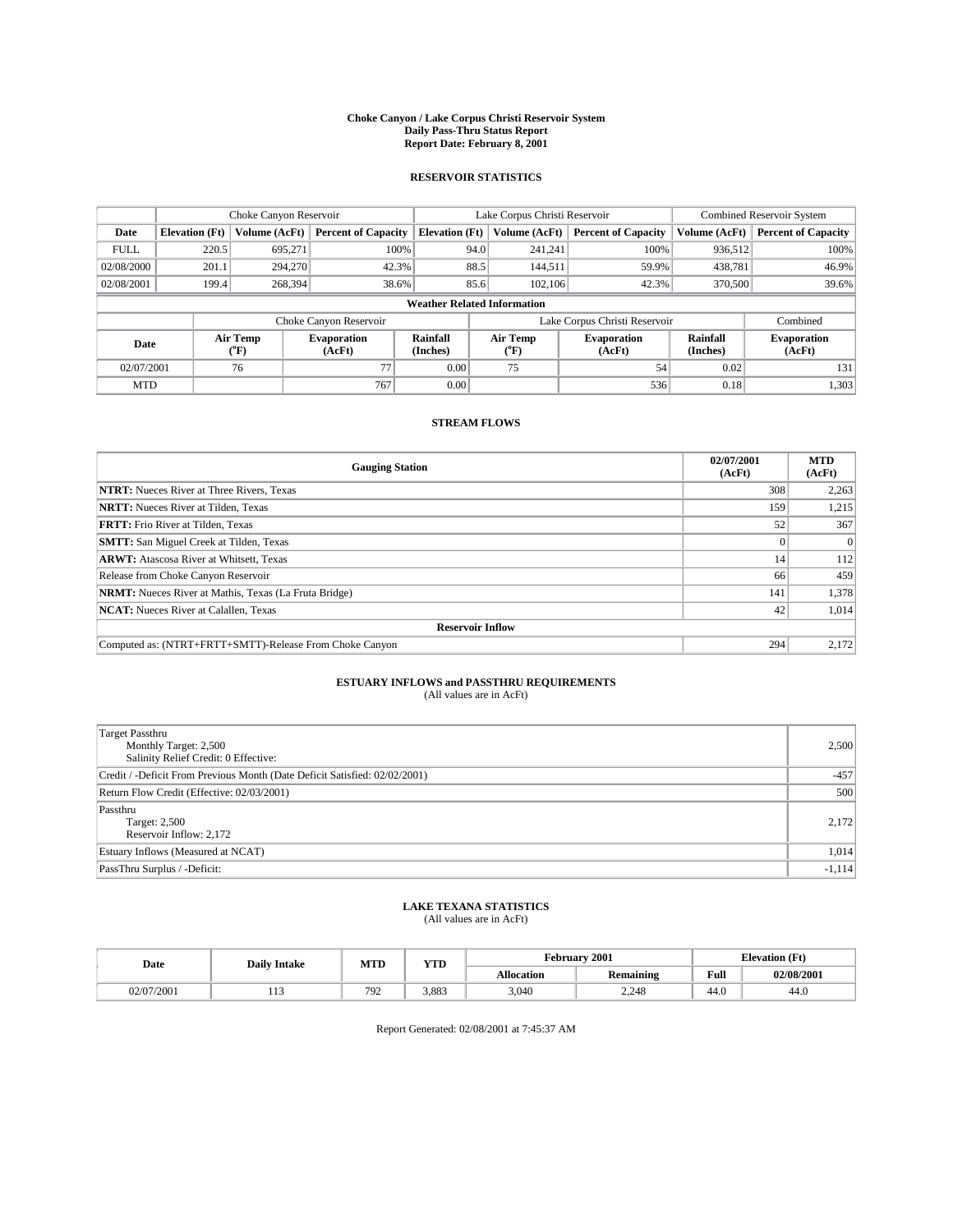# Choke Canyon / Lake Corpus Christi Reservoir System
## Daily Pass-Thru Status Report
### Report Date: February 8, 2001

## RESERVOIR STATISTICS

| | Choke Canyon Reservoir | | | Lake Corpus Christi Reservoir | | | Combined Reservoir System | |
|---|---|---|---|---|---|---|---|---|
| Date | Elevation (Ft) | Volume (AcFt) | Percent of Capacity | Elevation (Ft) | Volume (AcFt) | Percent of Capacity | Volume (AcFt) | Percent of Capacity |
| FULL | 220.5 | 695,271 | 100% | 94.0 | 241,241 | 100% | 936,512 | 100% |
| 02/08/2000 | 201.1 | 294,270 | 42.3% | 88.5 | 144,511 | 59.9% | 438,781 | 46.9% |
| 02/08/2001 | 199.4 | 268,394 | 38.6% | 85.6 | 102,106 | 42.3% | 370,500 | 39.6% |

**Weather Related Information**

| | Choke Canyon Reservoir | | | Lake Corpus Christi Reservoir | | | Combined |
|---|---|---|---|---|---|---|---|
| Date | Air Temp (°F) | Evaporation (AcFt) | Rainfall (Inches) | Air Temp (°F) | Evaporation (AcFt) | Rainfall (Inches) | Evaporation (AcFt) |
| 02/07/2001 | 76 | 77 | 0.00 | 75 | 54 | 0.02 | 131 |
| MTD | | 767 | 0.00 | | 536 | 0.18 | 1,303 |

## STREAM FLOWS

| Gauging Station | 02/07/2001 (AcFt) | MTD (AcFt) |
|---|---|---|
| **NTRT:** Nueces River at Three Rivers, Texas | 308 | 2,263 |
| **NRTT:** Nueces River at Tilden, Texas | 159 | 1,215 |
| **FRTT:** Frio River at Tilden, Texas | 52 | 367 |
| **SMTT:** San Miguel Creek at Tilden, Texas | 0 | 0 |
| **ARWT:** Atascosa River at Whitsett, Texas | 14 | 112 |
| Release from Choke Canyon Reservoir | 66 | 459 |
| **NRMT:** Nueces River at Mathis, Texas (La Fruta Bridge) | 141 | 1,378 |
| **NCAT:** Nueces River at Calallen, Texas | 42 | 1,014 |
| **Reservoir Inflow** | | |
| Computed as: (NTRT+FRTT+SMTT)-Release From Choke Canyon | 294 | 2,172 |

## ESTUARY INFLOWS and PASSTHRU REQUIREMENTS
(All values are in AcFt)

| | |
|---|---|
| Target Passthru<br>Monthly Target: 2,500<br>Salinity Relief Credit: 0 Effective: | 2,500 |
| Credit / -Deficit From Previous Month (Date Deficit Satisfied: 02/02/2001) | -457 |
| Return Flow Credit (Effective: 02/03/2001) | 500 |
| Passthru<br>Target: 2,500<br>Reservoir Inflow: 2,172 | 2,172 |
| Estuary Inflows (Measured at NCAT) | 1,014 |
| PassThru Surplus / -Deficit: | -1,114 |

## LAKE TEXANA STATISTICS
(All values are in AcFt)

| Date | Daily Intake | MTD | YTD | February 2001 | | Elevation (Ft) | |
|---|---|---|---|---|---|---|---|
| | | | | Allocation | Remaining | Full | 02/08/2001 |
| 02/07/2001 | 113 | 792 | 3,883 | 3,040 | 2,248 | 44.0 | 44.0 |

Report Generated: 02/08/2001 at 7:45:37 AM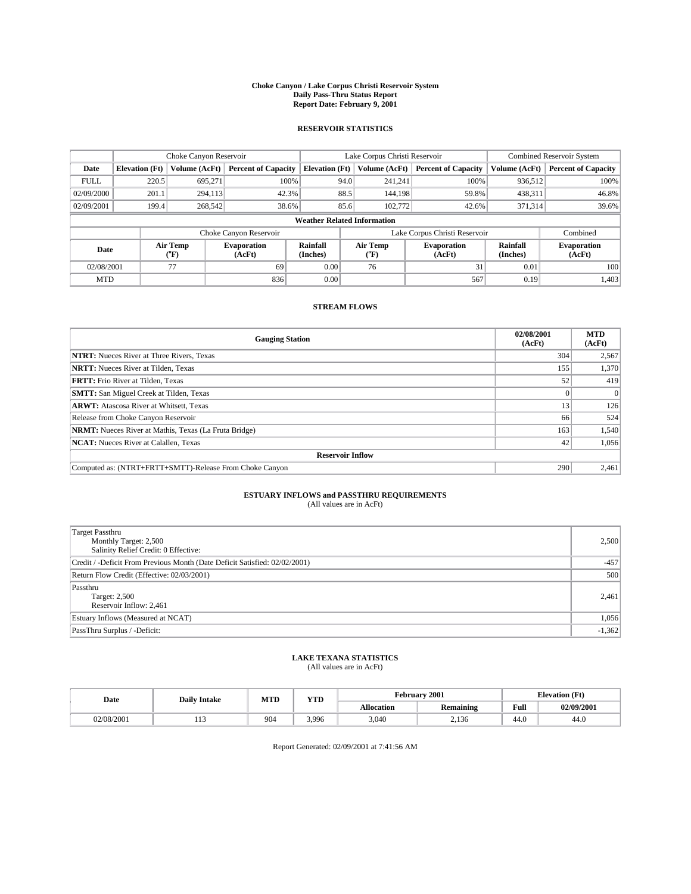# Choke Canyon / Lake Corpus Christi Reservoir System
## Daily Pass-Thru Status Report
## Report Date: February 9, 2001

### RESERVOIR STATISTICS

| | Choke Canyon Reservoir | | | Lake Corpus Christi Reservoir | | | Combined Reservoir System | |
|---|---|---|---|---|---|---|---|---|
| Date | Elevation (Ft) | Volume (AcFt) | Percent of Capacity | Elevation (Ft) | Volume (AcFt) | Percent of Capacity | Volume (AcFt) | Percent of Capacity |
| FULL | 220.5 | 695,271 | 100% | 94.0 | 241,241 | 100% | 936,512 | 100% |
| 02/09/2000 | 201.1 | 294,113 | 42.3% | 88.5 | 144,198 | 59.8% | 438,311 | 46.8% |
| 02/09/2001 | 199.4 | 268,542 | 38.6% | 85.6 | 102,772 | 42.6% | 371,314 | 39.6% |

**Weather Related Information**

| | Choke Canyon Reservoir | | | Lake Corpus Christi Reservoir | | | Combined |
|---|---|---|---|---|---|---|---|
| Date | Air Temp (°F) | Evaporation (AcFt) | Rainfall (Inches) | Air Temp (°F) | Evaporation (AcFt) | Rainfall (Inches) | Evaporation (AcFt) |
| 02/08/2001 | 77 | 69 | 0.00 | 76 | 31 | 0.01 | 100 |
| MTD | | 836 | 0.00 | | 567 | 0.19 | 1,403 |

### STREAM FLOWS

| Gauging Station | 02/08/2001 (AcFt) | MTD (AcFt) |
|---|---|---|
| **NTRT:** Nueces River at Three Rivers, Texas | 304 | 2,567 |
| **NRTT:** Nueces River at Tilden, Texas | 155 | 1,370 |
| **FRTT:** Frio River at Tilden, Texas | 52 | 419 |
| **SMTT:** San Miguel Creek at Tilden, Texas | 0 | 0 |
| **ARWT:** Atascosa River at Whitsett, Texas | 13 | 126 |
| Release from Choke Canyon Reservoir | 66 | 524 |
| **NRMT:** Nueces River at Mathis, Texas (La Fruta Bridge) | 163 | 1,540 |
| **NCAT:** Nueces River at Calallen, Texas | 42 | 1,056 |
| **Reservoir Inflow** | | |
| Computed as: (NTRT+FRTT+SMTT)-Release From Choke Canyon | 290 | 2,461 |

### ESTUARY INFLOWS and PASSTHRU REQUIREMENTS
(All values are in AcFt)

| | |
|---|---|
| Target Passthru<br>Monthly Target: 2,500<br>Salinity Relief Credit: 0 Effective: | 2,500 |
| Credit / -Deficit From Previous Month (Date Deficit Satisfied: 02/02/2001) | -457 |
| Return Flow Credit (Effective: 02/03/2001) | 500 |
| Passthru<br>Target: 2,500<br>Reservoir Inflow: 2,461 | 2,461 |
| Estuary Inflows (Measured at NCAT) | 1,056 |
| PassThru Surplus / -Deficit: | -1,362 |

### LAKE TEXANA STATISTICS
(All values are in AcFt)

| Date | Daily Intake | MTD | YTD | February 2001 | | Elevation (Ft) | |
|---|---|---|---|---|---|---|---|
| | | | | Allocation | Remaining | Full | 02/09/2001 |
| 02/08/2001 | 113 | 904 | 3,996 | 3,040 | 2,136 | 44.0 | 44.0 |

Report Generated: 02/09/2001 at 7:41:56 AM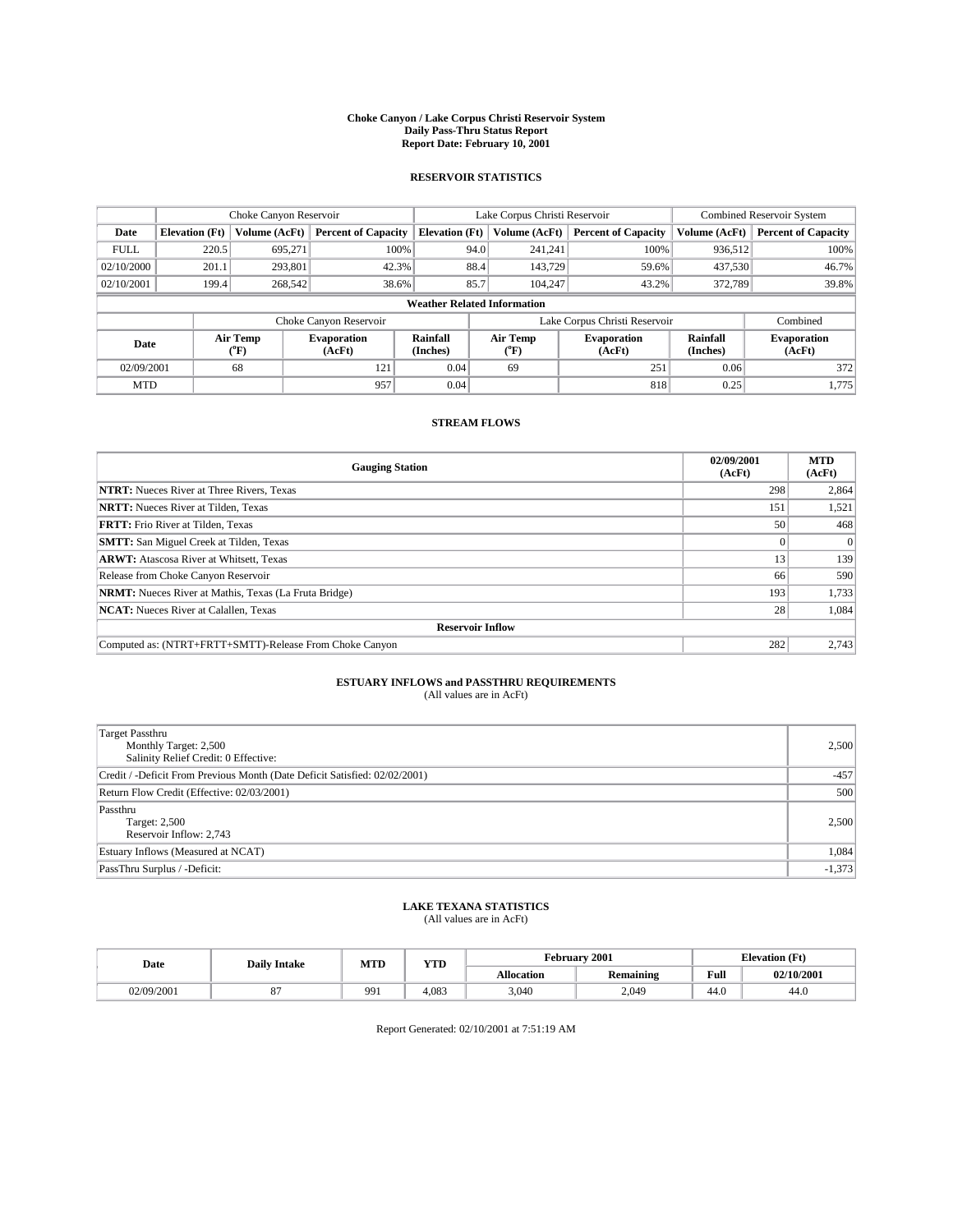**Choke Canyon / Lake Corpus Christi Reservoir System**
**Daily Pass-Thru Status Report**
**Report Date: February 10, 2001**

## RESERVOIR STATISTICS

| | Choke Canyon Reservoir | | | Lake Corpus Christi Reservoir | | | Combined Reservoir System | |
|---|---|---|---|---|---|---|---|---|
| **Date** | **Elevation (Ft)** | **Volume (AcFt)** | **Percent of Capacity** | **Elevation (Ft)** | **Volume (AcFt)** | **Percent of Capacity** | **Volume (AcFt)** | **Percent of Capacity** |
| FULL | 220.5 | 695,271 | 100% | 94.0 | 241,241 | 100% | 936,512 | 100% |
| 02/10/2000 | 201.1 | 293,801 | 42.3% | 88.4 | 143,729 | 59.6% | 437,530 | 46.7% |
| 02/10/2001 | 199.4 | 268,542 | 38.6% | 85.7 | 104,247 | 43.2% | 372,789 | 39.8% |

**Weather Related Information**

| | Choke Canyon Reservoir | | | Lake Corpus Christi Reservoir | | | Combined |
|---|---|---|---|---|---|---|---|
| **Date** | **Air Temp (°F)** | **Evaporation (AcFt)** | **Rainfall (Inches)** | **Air Temp (°F)** | **Evaporation (AcFt)** | **Rainfall (Inches)** | **Evaporation (AcFt)** |
| 02/09/2001 | 68 | 121 | 0.04 | 69 | 251 | 0.06 | 372 |
| MTD | | 957 | 0.04 | | 818 | 0.25 | 1,775 |

## STREAM FLOWS

| Gauging Station | 02/09/2001 (AcFt) | MTD (AcFt) |
|---|---|---|
| **NTRT:** Nueces River at Three Rivers, Texas | 298 | 2,864 |
| **NRTT:** Nueces River at Tilden, Texas | 151 | 1,521 |
| **FRTT:** Frio River at Tilden, Texas | 50 | 468 |
| **SMTT:** San Miguel Creek at Tilden, Texas | 0 | 0 |
| **ARWT:** Atascosa River at Whitsett, Texas | 13 | 139 |
| Release from Choke Canyon Reservoir | 66 | 590 |
| **NRMT:** Nueces River at Mathis, Texas (La Fruta Bridge) | 193 | 1,733 |
| **NCAT:** Nueces River at Calallen, Texas | 28 | 1,084 |
| **Reservoir Inflow** | | |
| Computed as: (NTRT+FRTT+SMTT)-Release From Choke Canyon | 282 | 2,743 |

## ESTUARY INFLOWS and PASSTHRU REQUIREMENTS

(All values are in AcFt)

| | |
|---|---|
| Target Passthru<br>Monthly Target: 2,500<br>Salinity Relief Credit: 0 Effective: | 2,500 |
| Credit / -Deficit From Previous Month (Date Deficit Satisfied: 02/02/2001) | -457 |
| Return Flow Credit (Effective: 02/03/2001) | 500 |
| Passthru<br>Target: 2,500<br>Reservoir Inflow: 2,743 | 2,500 |
| Estuary Inflows (Measured at NCAT) | 1,084 |
| PassThru Surplus / -Deficit: | -1,373 |

## LAKE TEXANA STATISTICS

(All values are in AcFt)

| Date | Daily Intake | MTD | YTD | February 2001 | | Elevation (Ft) | |
|---|---|---|---|---|---|---|---|
| | | | | **Allocation** | **Remaining** | **Full** | **02/10/2001** |
| 02/09/2001 | 87 | 991 | 4,083 | 3,040 | 2,049 | 44.0 | 44.0 |

Report Generated: 02/10/2001 at 7:51:19 AM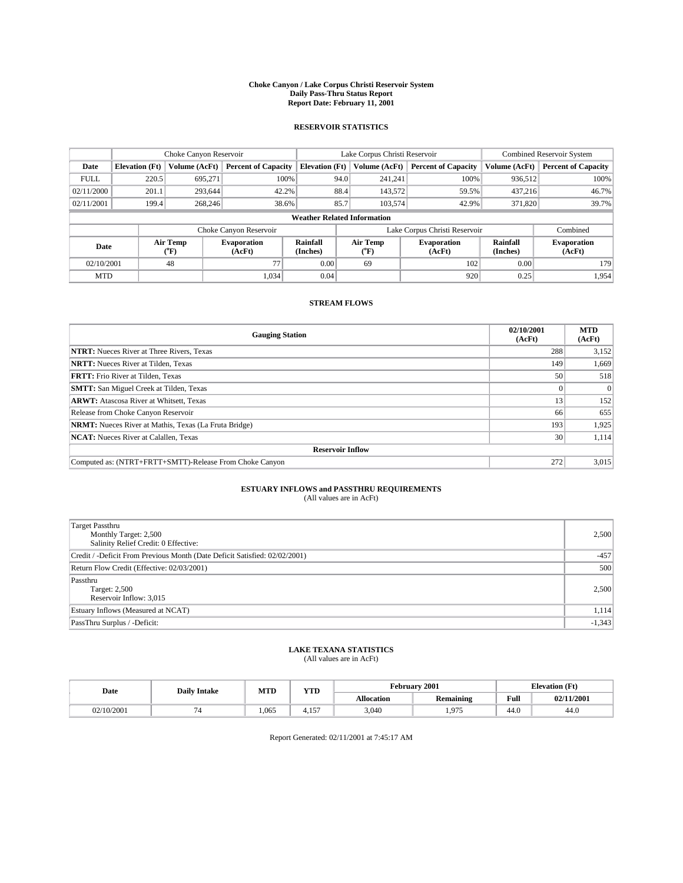**Choke Canyon / Lake Corpus Christi Reservoir System**
**Daily Pass-Thru Status Report**
**Report Date: February 11, 2001**

## RESERVOIR STATISTICS

| | Choke Canyon Reservoir | | | Lake Corpus Christi Reservoir | | | Combined Reservoir System | |
|---|---|---|---|---|---|---|---|---|
| Date | Elevation (Ft) | Volume (AcFt) | Percent of Capacity | Elevation (Ft) | Volume (AcFt) | Percent of Capacity | Volume (AcFt) | Percent of Capacity |
| FULL | 220.5 | 695,271 | 100% | 94.0 | 241,241 | 100% | 936,512 | 100% |
| 02/11/2000 | 201.1 | 293,644 | 42.2% | 88.4 | 143,572 | 59.5% | 437,216 | 46.7% |
| 02/11/2001 | 199.4 | 268,246 | 38.6% | 85.7 | 103,574 | 42.9% | 371,820 | 39.7% |

**Weather Related Information**

| | Choke Canyon Reservoir | | | Lake Corpus Christi Reservoir | | | Combined |
|---|---|---|---|---|---|---|---|
| Date | Air Temp (°F) | Evaporation (AcFt) | Rainfall (Inches) | Air Temp (°F) | Evaporation (AcFt) | Rainfall (Inches) | Evaporation (AcFt) |
| 02/10/2001 | 48 | 77 | 0.00 | 69 | 102 | 0.00 | 179 |
| MTD | | 1,034 | 0.04 | | 920 | 0.25 | 1,954 |

## STREAM FLOWS

| Gauging Station | 02/10/2001 (AcFt) | MTD (AcFt) |
|---|---|---|
| **NTRT:** Nueces River at Three Rivers, Texas | 288 | 3,152 |
| **NRTT:** Nueces River at Tilden, Texas | 149 | 1,669 |
| **FRTT:** Frio River at Tilden, Texas | 50 | 518 |
| **SMTT:** San Miguel Creek at Tilden, Texas | 0 | 0 |
| **ARWT:** Atascosa River at Whitsett, Texas | 13 | 152 |
| Release from Choke Canyon Reservoir | 66 | 655 |
| **NRMT:** Nueces River at Mathis, Texas (La Fruta Bridge) | 193 | 1,925 |
| **NCAT:** Nueces River at Calallen, Texas | 30 | 1,114 |
| **Reservoir Inflow** | | |
| Computed as: (NTRT+FRTT+SMTT)-Release From Choke Canyon | 272 | 3,015 |

## ESTUARY INFLOWS and PASSTHRU REQUIREMENTS

(All values are in AcFt)

| | |
|---|---|
| Target Passthru<br>Monthly Target: 2,500<br>Salinity Relief Credit: 0 Effective: | 2,500 |
| Credit / -Deficit From Previous Month (Date Deficit Satisfied: 02/02/2001) | -457 |
| Return Flow Credit (Effective: 02/03/2001) | 500 |
| Passthru<br>Target: 2,500<br>Reservoir Inflow: 3,015 | 2,500 |
| Estuary Inflows (Measured at NCAT) | 1,114 |
| PassThru Surplus / -Deficit: | -1,343 |

## LAKE TEXANA STATISTICS

(All values are in AcFt)

| Date | Daily Intake | MTD | YTD | February 2001 | | Elevation (Ft) | |
|---|---|---|---|---|---|---|---|
| | | | | Allocation | Remaining | Full | 02/11/2001 |
| 02/10/2001 | 74 | 1,065 | 4,157 | 3,040 | 1,975 | 44.0 | 44.0 |

Report Generated: 02/11/2001 at 7:45:17 AM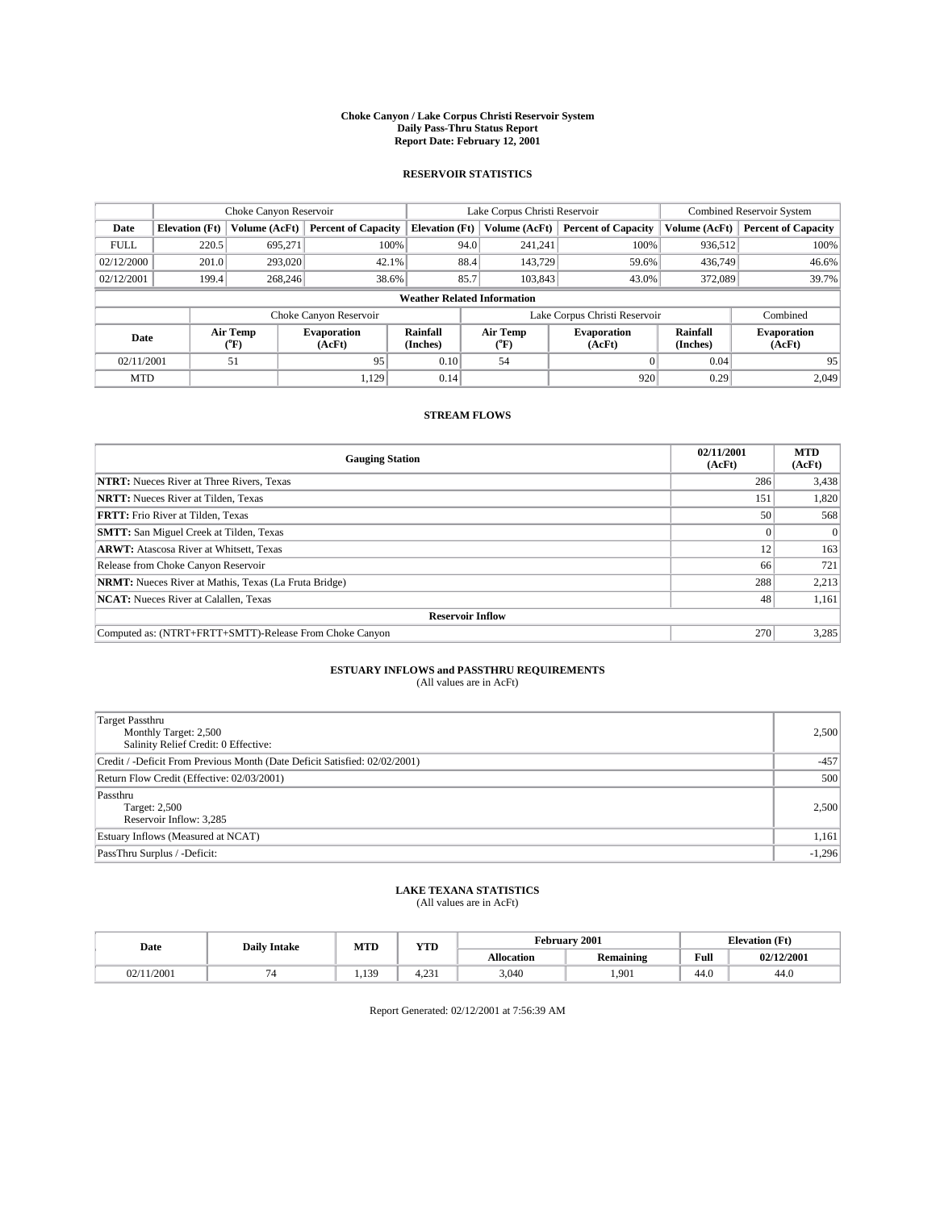# Choke Canyon / Lake Corpus Christi Reservoir System
## Daily Pass-Thru Status Report
## Report Date: February 12, 2001

### RESERVOIR STATISTICS

| | Choke Canyon Reservoir | | | Lake Corpus Christi Reservoir | | | Combined Reservoir System | |
|---|---|---|---|---|---|---|---|---|
| Date | Elevation (Ft) | Volume (AcFt) | Percent of Capacity | Elevation (Ft) | Volume (AcFt) | Percent of Capacity | Volume (AcFt) | Percent of Capacity |
| FULL | 220.5 | 695,271 | 100% | 94.0 | 241,241 | 100% | 936,512 | 100% |
| 02/12/2000 | 201.0 | 293,020 | 42.1% | 88.4 | 143,729 | 59.6% | 436,749 | 46.6% |
| 02/12/2001 | 199.4 | 268,246 | 38.6% | 85.7 | 103,843 | 43.0% | 372,089 | 39.7% |

**Weather Related Information**

| | Choke Canyon Reservoir | | | Lake Corpus Christi Reservoir | | | Combined |
|---|---|---|---|---|---|---|---|
| Date | Air Temp (°F) | Evaporation (AcFt) | Rainfall (Inches) | Air Temp (°F) | Evaporation (AcFt) | Rainfall (Inches) | Evaporation (AcFt) |
| 02/11/2001 | 51 | 95 | 0.10 | 54 | 0 | 0.04 | 95 |
| MTD | | 1,129 | 0.14 | | 920 | 0.29 | 2,049 |

### STREAM FLOWS

| Gauging Station | 02/11/2001 (AcFt) | MTD (AcFt) |
|---|---|---|
| **NTRT:** Nueces River at Three Rivers, Texas | 286 | 3,438 |
| **NRTT:** Nueces River at Tilden, Texas | 151 | 1,820 |
| **FRTT:** Frio River at Tilden, Texas | 50 | 568 |
| **SMTT:** San Miguel Creek at Tilden, Texas | 0 | 0 |
| **ARWT:** Atascosa River at Whitsett, Texas | 12 | 163 |
| Release from Choke Canyon Reservoir | 66 | 721 |
| **NRMT:** Nueces River at Mathis, Texas (La Fruta Bridge) | 288 | 2,213 |
| **NCAT:** Nueces River at Calallen, Texas | 48 | 1,161 |
| **Reservoir Inflow** | | |
| Computed as: (NTRT+FRTT+SMTT)-Release From Choke Canyon | 270 | 3,285 |

### ESTUARY INFLOWS and PASSTHRU REQUIREMENTS
(All values are in AcFt)

| | |
|---|---|
| Target Passthru<br>Monthly Target: 2,500<br>Salinity Relief Credit: 0 Effective: | 2,500 |
| Credit / -Deficit From Previous Month (Date Deficit Satisfied: 02/02/2001) | -457 |
| Return Flow Credit (Effective: 02/03/2001) | 500 |
| Passthru<br>Target: 2,500<br>Reservoir Inflow: 3,285 | 2,500 |
| Estuary Inflows (Measured at NCAT) | 1,161 |
| PassThru Surplus / -Deficit: | -1,296 |

### LAKE TEXANA STATISTICS
(All values are in AcFt)

| Date | Daily Intake | MTD | YTD | February 2001 | | Elevation (Ft) | |
|---|---|---|---|---|---|---|---|
| | | | | Allocation | Remaining | Full | 02/12/2001 |
| 02/11/2001 | 74 | 1,139 | 4,231 | 3,040 | 1,901 | 44.0 | 44.0 |

Report Generated: 02/12/2001 at 7:56:39 AM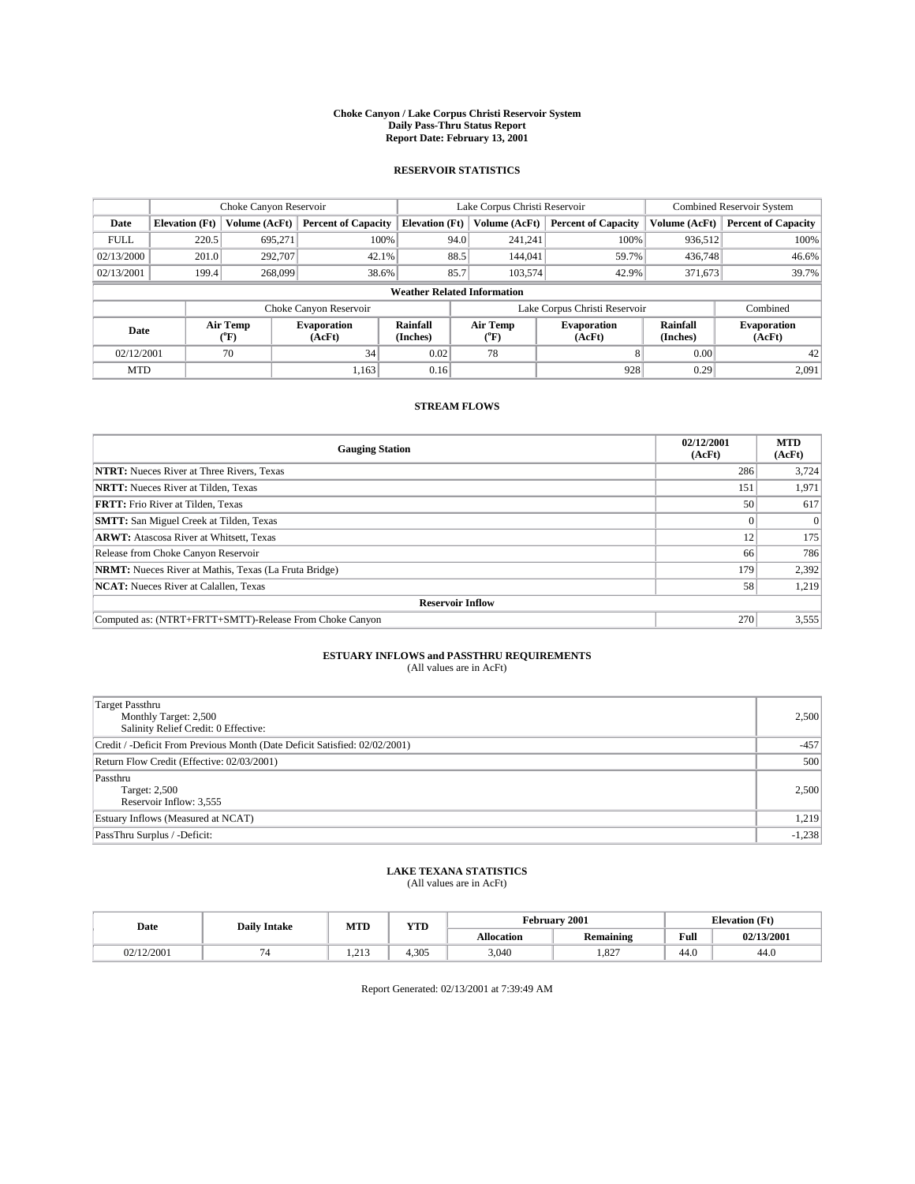**Choke Canyon / Lake Corpus Christi Reservoir System**
**Daily Pass-Thru Status Report**
**Report Date: February 13, 2001**

## RESERVOIR STATISTICS

| | Choke Canyon Reservoir | | | Lake Corpus Christi Reservoir | | | Combined Reservoir System | |
|---|---|---|---|---|---|---|---|---|
| Date | Elevation (Ft) | Volume (AcFt) | Percent of Capacity | Elevation (Ft) | Volume (AcFt) | Percent of Capacity | Volume (AcFt) | Percent of Capacity |
| FULL | 220.5 | 695,271 | 100% | 94.0 | 241,241 | 100% | 936,512 | 100% |
| 02/13/2000 | 201.0 | 292,707 | 42.1% | 88.5 | 144,041 | 59.7% | 436,748 | 46.6% |
| 02/13/2001 | 199.4 | 268,099 | 38.6% | 85.7 | 103,574 | 42.9% | 371,673 | 39.7% |

**Weather Related Information**

| | Choke Canyon Reservoir | | | Lake Corpus Christi Reservoir | | | Combined |
|---|---|---|---|---|---|---|---|
| Date | Air Temp (°F) | Evaporation (AcFt) | Rainfall (Inches) | Air Temp (°F) | Evaporation (AcFt) | Rainfall (Inches) | Evaporation (AcFt) |
| 02/12/2001 | 70 | 34 | 0.02 | 78 | 8 | 0.00 | 42 |
| MTD | | 1,163 | 0.16 | | 928 | 0.29 | 2,091 |

## STREAM FLOWS

| Gauging Station | 02/12/2001 (AcFt) | MTD (AcFt) |
|---|---|---|
| **NTRT:** Nueces River at Three Rivers, Texas | 286 | 3,724 |
| **NRTT:** Nueces River at Tilden, Texas | 151 | 1,971 |
| **FRTT:** Frio River at Tilden, Texas | 50 | 617 |
| **SMTT:** San Miguel Creek at Tilden, Texas | 0 | 0 |
| **ARWT:** Atascosa River at Whitsett, Texas | 12 | 175 |
| Release from Choke Canyon Reservoir | 66 | 786 |
| **NRMT:** Nueces River at Mathis, Texas (La Fruta Bridge) | 179 | 2,392 |
| **NCAT:** Nueces River at Calallen, Texas | 58 | 1,219 |
| **Reservoir Inflow** | | |
| Computed as: (NTRT+FRTT+SMTT)-Release From Choke Canyon | 270 | 3,555 |

## ESTUARY INFLOWS and PASSTHRU REQUIREMENTS
(All values are in AcFt)

| | |
|---|---|
| Target Passthru<br>Monthly Target: 2,500<br>Salinity Relief Credit: 0 Effective: | 2,500 |
| Credit / -Deficit From Previous Month (Date Deficit Satisfied: 02/02/2001) | -457 |
| Return Flow Credit (Effective: 02/03/2001) | 500 |
| Passthru<br>Target: 2,500<br>Reservoir Inflow: 3,555 | 2,500 |
| Estuary Inflows (Measured at NCAT) | 1,219 |
| PassThru Surplus / -Deficit: | -1,238 |

## LAKE TEXANA STATISTICS
(All values are in AcFt)

| Date | Daily Intake | MTD | YTD | February 2001 | | Elevation (Ft) | |
|---|---|---|---|---|---|---|---|
| | | | | Allocation | Remaining | Full | 02/13/2001 |
| 02/12/2001 | 74 | 1,213 | 4,305 | 3,040 | 1,827 | 44.0 | 44.0 |

Report Generated: 02/13/2001 at 7:39:49 AM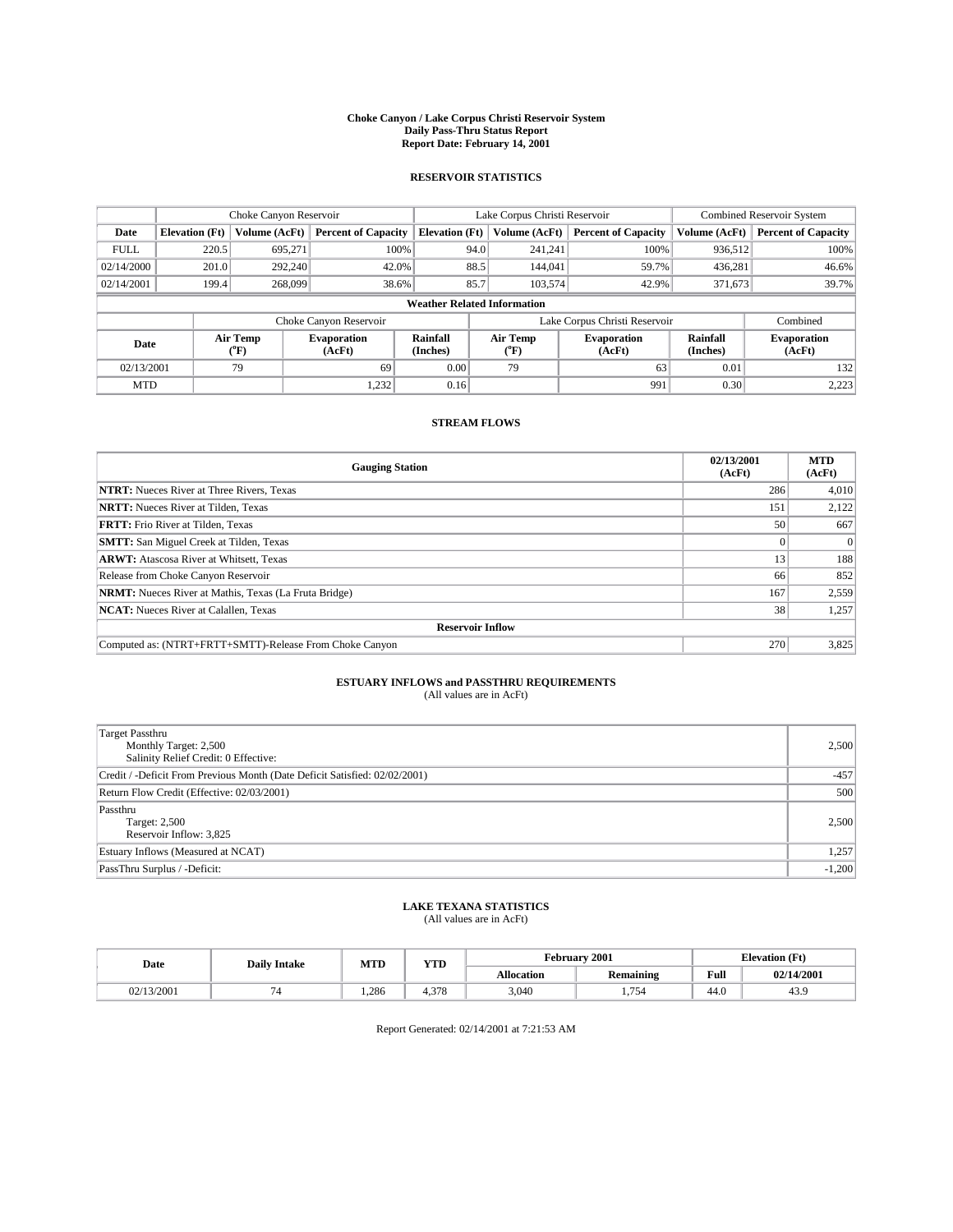**Choke Canyon / Lake Corpus Christi Reservoir System**
**Daily Pass-Thru Status Report**
**Report Date: February 14, 2001**

## RESERVOIR STATISTICS

| | Choke Canyon Reservoir | | | Lake Corpus Christi Reservoir | | | Combined Reservoir System | |
|---|---|---|---|---|---|---|---|---|
| **Date** | **Elevation (Ft)** | **Volume (AcFt)** | **Percent of Capacity** | **Elevation (Ft)** | **Volume (AcFt)** | **Percent of Capacity** | **Volume (AcFt)** | **Percent of Capacity** |
| FULL | 220.5 | 695,271 | 100% | 94.0 | 241,241 | 100% | 936,512 | 100% |
| 02/14/2000 | 201.0 | 292,240 | 42.0% | 88.5 | 144,041 | 59.7% | 436,281 | 46.6% |
| 02/14/2001 | 199.4 | 268,099 | 38.6% | 85.7 | 103,574 | 42.9% | 371,673 | 39.7% |

**Weather Related Information**

| | Choke Canyon Reservoir | | | Lake Corpus Christi Reservoir | | | Combined |
|---|---|---|---|---|---|---|---|
| **Date** | **Air Temp (°F)** | **Evaporation (AcFt)** | **Rainfall (Inches)** | **Air Temp (°F)** | **Evaporation (AcFt)** | **Rainfall (Inches)** | **Evaporation (AcFt)** |
| 02/13/2001 | 79 | 69 | 0.00 | 79 | 63 | 0.01 | 132 |
| MTD | | 1,232 | 0.16 | | 991 | 0.30 | 2,223 |

## STREAM FLOWS

| Gauging Station | 02/13/2001 (AcFt) | MTD (AcFt) |
|---|---|---|
| **NTRT:** Nueces River at Three Rivers, Texas | 286 | 4,010 |
| **NRTT:** Nueces River at Tilden, Texas | 151 | 2,122 |
| **FRTT:** Frio River at Tilden, Texas | 50 | 667 |
| **SMTT:** San Miguel Creek at Tilden, Texas | 0 | 0 |
| **ARWT:** Atascosa River at Whitsett, Texas | 13 | 188 |
| Release from Choke Canyon Reservoir | 66 | 852 |
| **NRMT:** Nueces River at Mathis, Texas (La Fruta Bridge) | 167 | 2,559 |
| **NCAT:** Nueces River at Calallen, Texas | 38 | 1,257 |
| **Reservoir Inflow** | | |
| Computed as: (NTRT+FRTT+SMTT)-Release From Choke Canyon | 270 | 3,825 |

## ESTUARY INFLOWS and PASSTHRU REQUIREMENTS
(All values are in AcFt)

| | |
|---|---|
| Target Passthru<br>Monthly Target: 2,500<br>Salinity Relief Credit: 0 Effective: | 2,500 |
| Credit / -Deficit From Previous Month (Date Deficit Satisfied: 02/02/2001) | -457 |
| Return Flow Credit (Effective: 02/03/2001) | 500 |
| Passthru<br>Target: 2,500<br>Reservoir Inflow: 3,825 | 2,500 |
| Estuary Inflows (Measured at NCAT) | 1,257 |
| PassThru Surplus / -Deficit: | -1,200 |

## LAKE TEXANA STATISTICS
(All values are in AcFt)

| Date | Daily Intake | MTD | YTD | February 2001 | | Elevation (Ft) | |
|---|---|---|---|---|---|---|---|
| | | | | **Allocation** | **Remaining** | **Full** | **02/14/2001** |
| 02/13/2001 | 74 | 1,286 | 4,378 | 3,040 | 1,754 | 44.0 | 43.9 |

Report Generated: 02/14/2001 at 7:21:53 AM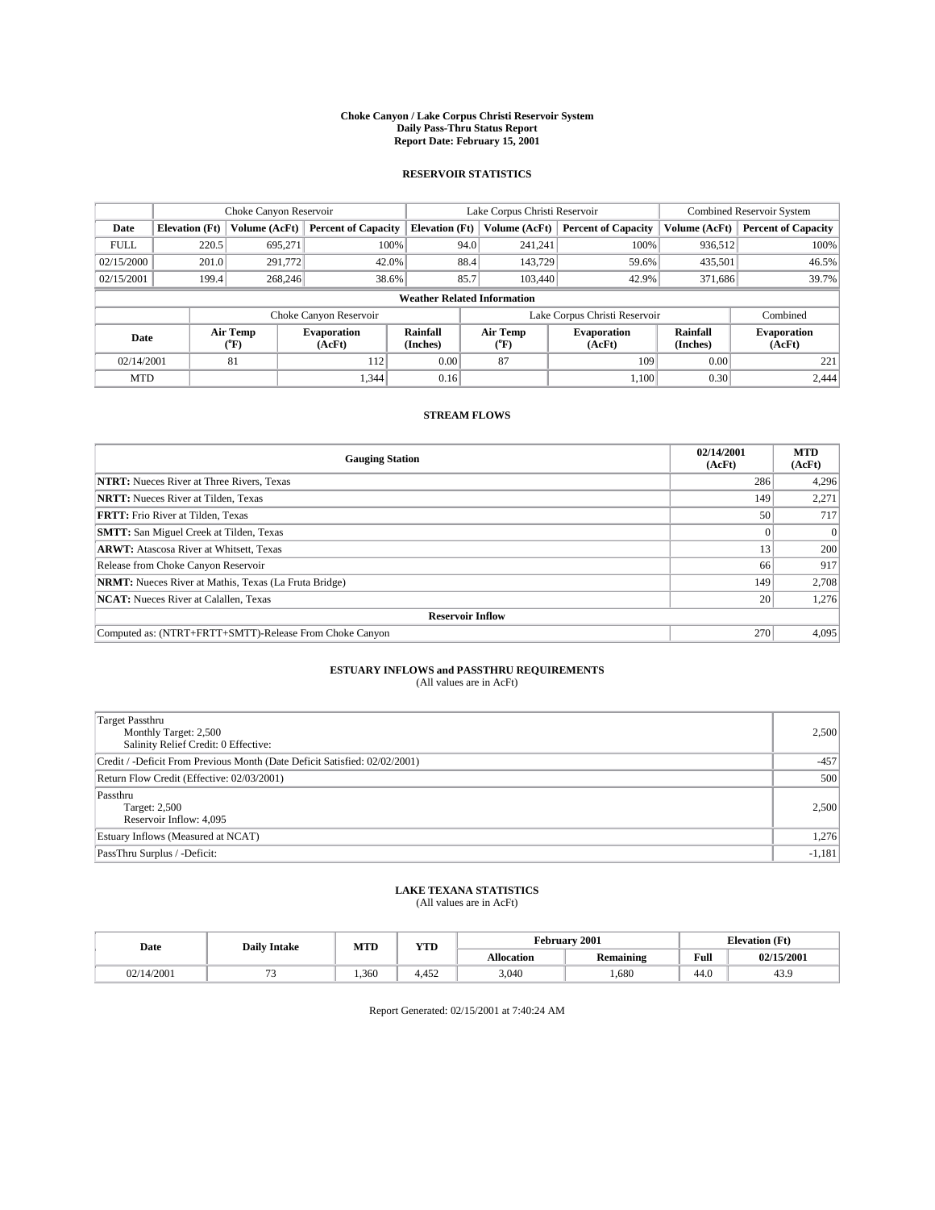# Choke Canyon / Lake Corpus Christi Reservoir System
## Daily Pass-Thru Status Report
## Report Date: February 15, 2001

### RESERVOIR STATISTICS

| | Choke Canyon Reservoir | | | Lake Corpus Christi Reservoir | | | Combined Reservoir System | |
|---|---|---|---|---|---|---|---|---|
| Date | Elevation (Ft) | Volume (AcFt) | Percent of Capacity | Elevation (Ft) | Volume (AcFt) | Percent of Capacity | Volume (AcFt) | Percent of Capacity |
| FULL | 220.5 | 695,271 | 100% | 94.0 | 241,241 | 100% | 936,512 | 100% |
| 02/15/2000 | 201.0 | 291,772 | 42.0% | 88.4 | 143,729 | 59.6% | 435,501 | 46.5% |
| 02/15/2001 | 199.4 | 268,246 | 38.6% | 85.7 | 103,440 | 42.9% | 371,686 | 39.7% |

**Weather Related Information**

| | Choke Canyon Reservoir | | | Lake Corpus Christi Reservoir | | | Combined |
|---|---|---|---|---|---|---|---|
| Date | Air Temp (°F) | Evaporation (AcFt) | Rainfall (Inches) | Air Temp (°F) | Evaporation (AcFt) | Rainfall (Inches) | Evaporation (AcFt) |
| 02/14/2001 | 81 | 112 | 0.00 | 87 | 109 | 0.00 | 221 |
| MTD | | 1,344 | 0.16 | | 1,100 | 0.30 | 2,444 |

### STREAM FLOWS

| Gauging Station | 02/14/2001 (AcFt) | MTD (AcFt) |
|---|---|---|
| **NTRT:** Nueces River at Three Rivers, Texas | 286 | 4,296 |
| **NRTT:** Nueces River at Tilden, Texas | 149 | 2,271 |
| **FRTT:** Frio River at Tilden, Texas | 50 | 717 |
| **SMTT:** San Miguel Creek at Tilden, Texas | 0 | 0 |
| **ARWT:** Atascosa River at Whitsett, Texas | 13 | 200 |
| Release from Choke Canyon Reservoir | 66 | 917 |
| **NRMT:** Nueces River at Mathis, Texas (La Fruta Bridge) | 149 | 2,708 |
| **NCAT:** Nueces River at Calallen, Texas | 20 | 1,276 |
| **Reservoir Inflow** | | |
| Computed as: (NTRT+FRTT+SMTT)-Release From Choke Canyon | 270 | 4,095 |

### ESTUARY INFLOWS and PASSTHRU REQUIREMENTS
(All values are in AcFt)

| | |
|---|---|
| Target Passthru<br>Monthly Target: 2,500<br>Salinity Relief Credit: 0 Effective: | 2,500 |
| Credit / -Deficit From Previous Month (Date Deficit Satisfied: 02/02/2001) | -457 |
| Return Flow Credit (Effective: 02/03/2001) | 500 |
| Passthru<br>Target: 2,500<br>Reservoir Inflow: 4,095 | 2,500 |
| Estuary Inflows (Measured at NCAT) | 1,276 |
| PassThru Surplus / -Deficit: | -1,181 |

### LAKE TEXANA STATISTICS
(All values are in AcFt)

| Date | Daily Intake | MTD | YTD | February 2001 | | Elevation (Ft) | |
|---|---|---|---|---|---|---|---|
| | | | | Allocation | Remaining | Full | 02/15/2001 |
| 02/14/2001 | 73 | 1,360 | 4,452 | 3,040 | 1,680 | 44.0 | 43.9 |

Report Generated: 02/15/2001 at 7:40:24 AM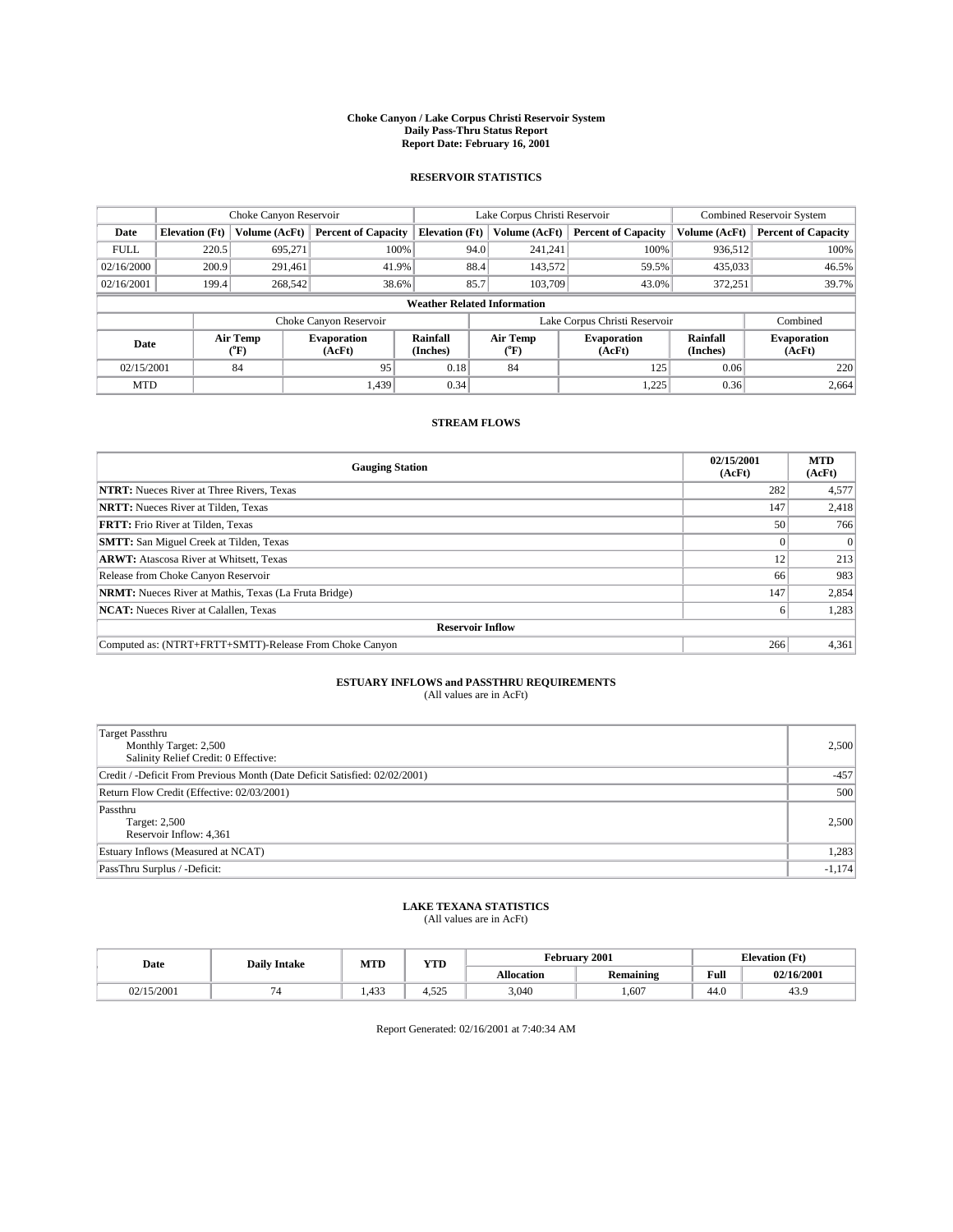**Choke Canyon / Lake Corpus Christi Reservoir System**
**Daily Pass-Thru Status Report**
**Report Date: February 16, 2001**

## RESERVOIR STATISTICS

| | Choke Canyon Reservoir | | | Lake Corpus Christi Reservoir | | | Combined Reservoir System | |
|---|---|---|---|---|---|---|---|---|
| **Date** | **Elevation (Ft)** | **Volume (AcFt)** | **Percent of Capacity** | **Elevation (Ft)** | **Volume (AcFt)** | **Percent of Capacity** | **Volume (AcFt)** | **Percent of Capacity** |
| FULL | 220.5 | 695,271 | 100% | 94.0 | 241,241 | 100% | 936,512 | 100% |
| 02/16/2000 | 200.9 | 291,461 | 41.9% | 88.4 | 143,572 | 59.5% | 435,033 | 46.5% |
| 02/16/2001 | 199.4 | 268,542 | 38.6% | 85.7 | 103,709 | 43.0% | 372,251 | 39.7% |

**Weather Related Information**

| | Choke Canyon Reservoir | | | Lake Corpus Christi Reservoir | | | Combined |
|---|---|---|---|---|---|---|---|
| **Date** | **Air Temp (°F)** | **Evaporation (AcFt)** | **Rainfall (Inches)** | **Air Temp (°F)** | **Evaporation (AcFt)** | **Rainfall (Inches)** | **Evaporation (AcFt)** |
| 02/15/2001 | 84 | 95 | 0.18 | 84 | 125 | 0.06 | 220 |
| MTD | | 1,439 | 0.34 | | 1,225 | 0.36 | 2,664 |

## STREAM FLOWS

| Gauging Station | 02/15/2001 (AcFt) | MTD (AcFt) |
|---|---|---|
| **NTRT:** Nueces River at Three Rivers, Texas | 282 | 4,577 |
| **NRTT:** Nueces River at Tilden, Texas | 147 | 2,418 |
| **FRTT:** Frio River at Tilden, Texas | 50 | 766 |
| **SMTT:** San Miguel Creek at Tilden, Texas | 0 | 0 |
| **ARWT:** Atascosa River at Whitsett, Texas | 12 | 213 |
| Release from Choke Canyon Reservoir | 66 | 983 |
| **NRMT:** Nueces River at Mathis, Texas (La Fruta Bridge) | 147 | 2,854 |
| **NCAT:** Nueces River at Calallen, Texas | 6 | 1,283 |
| **Reservoir Inflow** | | |
| Computed as: (NTRT+FRTT+SMTT)-Release From Choke Canyon | 266 | 4,361 |

## ESTUARY INFLOWS and PASSTHRU REQUIREMENTS
(All values are in AcFt)

| | |
|---|---|
| Target Passthru<br>Monthly Target: 2,500<br>Salinity Relief Credit: 0 Effective: | 2,500 |
| Credit / -Deficit From Previous Month (Date Deficit Satisfied: 02/02/2001) | -457 |
| Return Flow Credit (Effective: 02/03/2001) | 500 |
| Passthru<br>Target: 2,500<br>Reservoir Inflow: 4,361 | 2,500 |
| Estuary Inflows (Measured at NCAT) | 1,283 |
| PassThru Surplus / -Deficit: | -1,174 |

## LAKE TEXANA STATISTICS
(All values are in AcFt)

| Date | Daily Intake | MTD | YTD | February 2001 | | Elevation (Ft) | |
|---|---|---|---|---|---|---|---|
| | | | | **Allocation** | **Remaining** | **Full** | **02/16/2001** |
| 02/15/2001 | 74 | 1,433 | 4,525 | 3,040 | 1,607 | 44.0 | 43.9 |

Report Generated: 02/16/2001 at 7:40:34 AM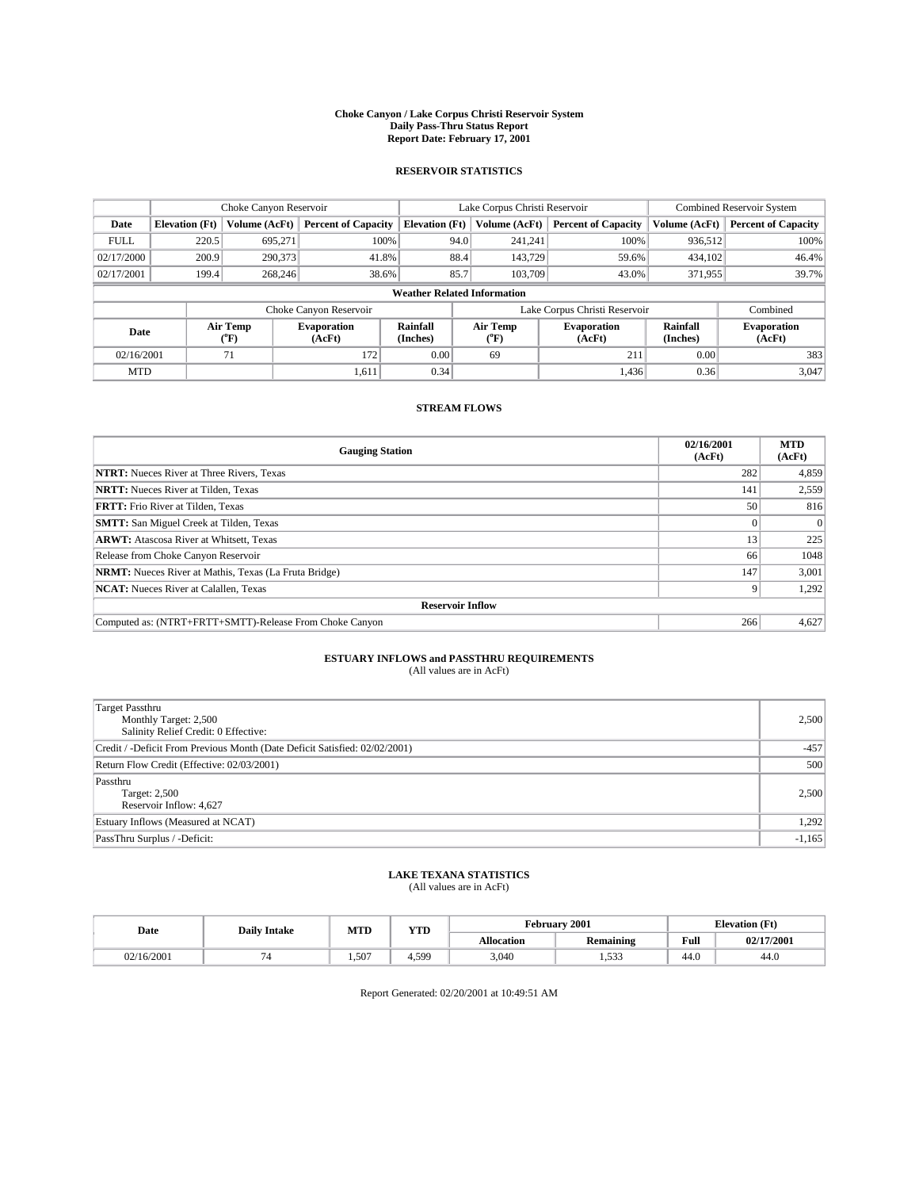**Choke Canyon / Lake Corpus Christi Reservoir System**
**Daily Pass-Thru Status Report**
**Report Date: February 17, 2001**

## RESERVOIR STATISTICS

| | Choke Canyon Reservoir | | | Lake Corpus Christi Reservoir | | | Combined Reservoir System | |
|---|---|---|---|---|---|---|---|---|
| **Date** | **Elevation (Ft)** | **Volume (AcFt)** | **Percent of Capacity** | **Elevation (Ft)** | **Volume (AcFt)** | **Percent of Capacity** | **Volume (AcFt)** | **Percent of Capacity** |
| FULL | 220.5 | 695,271 | 100% | 94.0 | 241,241 | 100% | 936,512 | 100% |
| 02/17/2000 | 200.9 | 290,373 | 41.8% | 88.4 | 143,729 | 59.6% | 434,102 | 46.4% |
| 02/17/2001 | 199.4 | 268,246 | 38.6% | 85.7 | 103,709 | 43.0% | 371,955 | 39.7% |

**Weather Related Information**

| | Choke Canyon Reservoir | | | Lake Corpus Christi Reservoir | | | Combined |
|---|---|---|---|---|---|---|---|
| **Date** | **Air Temp (°F)** | **Evaporation (AcFt)** | **Rainfall (Inches)** | **Air Temp (°F)** | **Evaporation (AcFt)** | **Rainfall (Inches)** | **Evaporation (AcFt)** |
| 02/16/2001 | 71 | 172 | 0.00 | 69 | 211 | 0.00 | 383 |
| MTD | | 1,611 | 0.34 | | 1,436 | 0.36 | 3,047 |

## STREAM FLOWS

| Gauging Station | 02/16/2001 (AcFt) | MTD (AcFt) |
|---|---|---|
| **NTRT:** Nueces River at Three Rivers, Texas | 282 | 4,859 |
| **NRTT:** Nueces River at Tilden, Texas | 141 | 2,559 |
| **FRTT:** Frio River at Tilden, Texas | 50 | 816 |
| **SMTT:** San Miguel Creek at Tilden, Texas | 0 | 0 |
| **ARWT:** Atascosa River at Whitsett, Texas | 13 | 225 |
| Release from Choke Canyon Reservoir | 66 | 1048 |
| **NRMT:** Nueces River at Mathis, Texas (La Fruta Bridge) | 147 | 3,001 |
| **NCAT:** Nueces River at Calallen, Texas | 9 | 1,292 |
| **Reservoir Inflow** | | |
| Computed as: (NTRT+FRTT+SMTT)-Release From Choke Canyon | 266 | 4,627 |

## ESTUARY INFLOWS and PASSTHRU REQUIREMENTS
(All values are in AcFt)

| | |
|---|---|
| Target Passthru<br>Monthly Target: 2,500<br>Salinity Relief Credit: 0 Effective: | 2,500 |
| Credit / -Deficit From Previous Month (Date Deficit Satisfied: 02/02/2001) | -457 |
| Return Flow Credit (Effective: 02/03/2001) | 500 |
| Passthru<br>Target: 2,500<br>Reservoir Inflow: 4,627 | 2,500 |
| Estuary Inflows (Measured at NCAT) | 1,292 |
| PassThru Surplus / -Deficit: | -1,165 |

## LAKE TEXANA STATISTICS
(All values are in AcFt)

| Date | Daily Intake | MTD | YTD | February 2001 | | Elevation (Ft) | |
|---|---|---|---|---|---|---|---|
| | | | | **Allocation** | **Remaining** | **Full** | **02/17/2001** |
| 02/16/2001 | 74 | 1,507 | 4,599 | 3,040 | 1,533 | 44.0 | 44.0 |

Report Generated: 02/20/2001 at 10:49:51 AM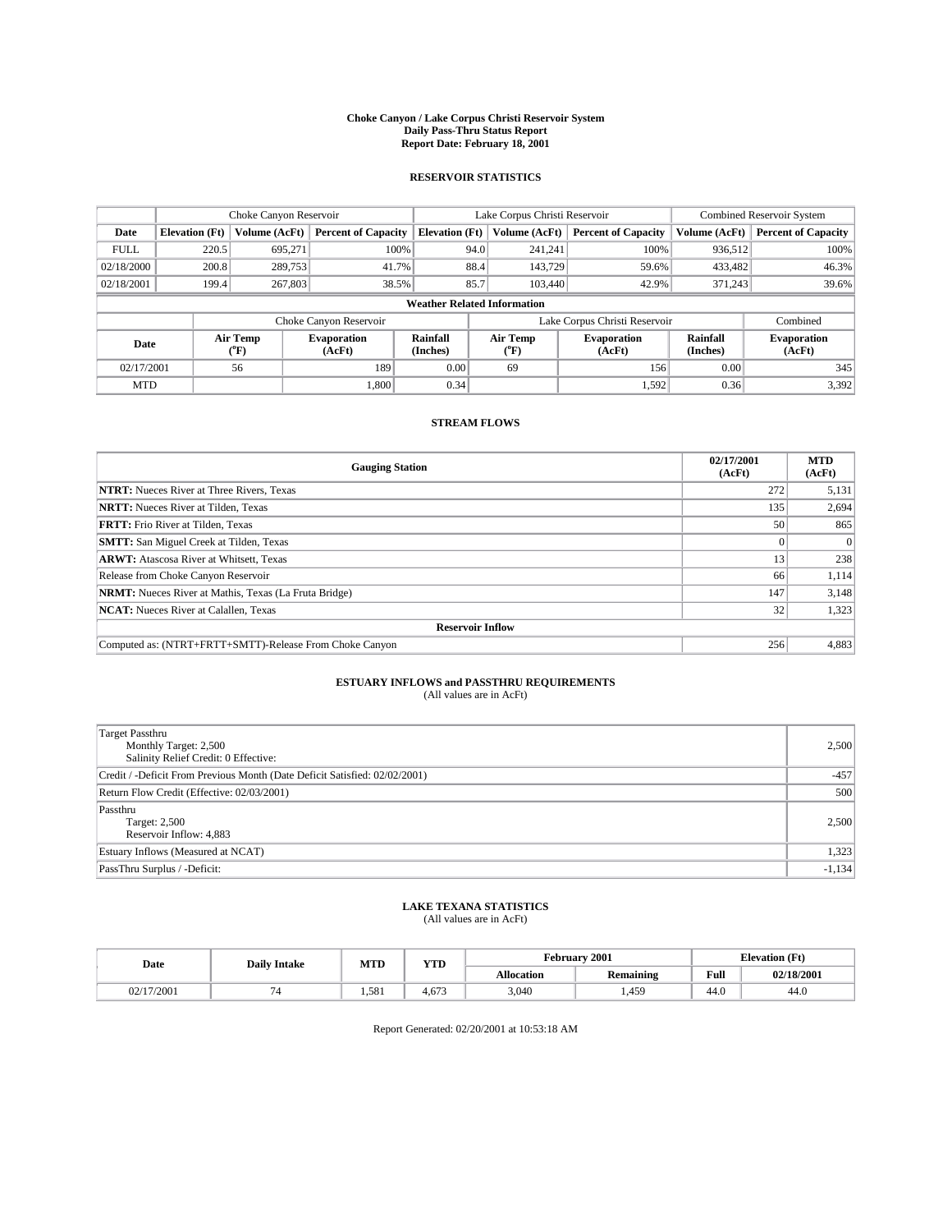# Choke Canyon / Lake Corpus Christi Reservoir System
## Daily Pass-Thru Status Report
## Report Date: February 18, 2001

### RESERVOIR STATISTICS

| | Choke Canyon Reservoir | | | Lake Corpus Christi Reservoir | | | Combined Reservoir System | |
|---|---|---|---|---|---|---|---|---|
| **Date** | **Elevation (Ft)** | **Volume (AcFt)** | **Percent of Capacity** | **Elevation (Ft)** | **Volume (AcFt)** | **Percent of Capacity** | **Volume (AcFt)** | **Percent of Capacity** |
| FULL | 220.5 | 695,271 | 100% | 94.0 | 241,241 | 100% | 936,512 | 100% |
| 02/18/2000 | 200.8 | 289,753 | 41.7% | 88.4 | 143,729 | 59.6% | 433,482 | 46.3% |
| 02/18/2001 | 199.4 | 267,803 | 38.5% | 85.7 | 103,440 | 42.9% | 371,243 | 39.6% |

**Weather Related Information**

| | Choke Canyon Reservoir | | | Lake Corpus Christi Reservoir | | | Combined |
|---|---|---|---|---|---|---|---|
| **Date** | **Air Temp (°F)** | **Evaporation (AcFt)** | **Rainfall (Inches)** | **Air Temp (°F)** | **Evaporation (AcFt)** | **Rainfall (Inches)** | **Evaporation (AcFt)** |
| 02/17/2001 | 56 | 189 | 0.00 | 69 | 156 | 0.00 | 345 |
| MTD | | 1,800 | 0.34 | | 1,592 | 0.36 | 3,392 |

### STREAM FLOWS

| Gauging Station | 02/17/2001 (AcFt) | MTD (AcFt) |
|---|---|---|
| **NTRT:** Nueces River at Three Rivers, Texas | 272 | 5,131 |
| **NRTT:** Nueces River at Tilden, Texas | 135 | 2,694 |
| **FRTT:** Frio River at Tilden, Texas | 50 | 865 |
| **SMTT:** San Miguel Creek at Tilden, Texas | 0 | 0 |
| **ARWT:** Atascosa River at Whitsett, Texas | 13 | 238 |
| Release from Choke Canyon Reservoir | 66 | 1,114 |
| **NRMT:** Nueces River at Mathis, Texas (La Fruta Bridge) | 147 | 3,148 |
| **NCAT:** Nueces River at Calallen, Texas | 32 | 1,323 |
| **Reservoir Inflow** | | |
| Computed as: (NTRT+FRTT+SMTT)-Release From Choke Canyon | 256 | 4,883 |

### ESTUARY INFLOWS and PASSTHRU REQUIREMENTS
(All values are in AcFt)

| | |
|---|---|
| Target Passthru<br>Monthly Target: 2,500<br>Salinity Relief Credit: 0 Effective: | 2,500 |
| Credit / -Deficit From Previous Month (Date Deficit Satisfied: 02/02/2001) | -457 |
| Return Flow Credit (Effective: 02/03/2001) | 500 |
| Passthru<br>Target: 2,500<br>Reservoir Inflow: 4,883 | 2,500 |
| Estuary Inflows (Measured at NCAT) | 1,323 |
| PassThru Surplus / -Deficit: | -1,134 |

### LAKE TEXANA STATISTICS
(All values are in AcFt)

| Date | Daily Intake | MTD | YTD | February 2001 | | Elevation (Ft) | |
|---|---|---|---|---|---|---|---|
| | | | | **Allocation** | **Remaining** | **Full** | **02/18/2001** |
| 02/17/2001 | 74 | 1,581 | 4,673 | 3,040 | 1,459 | 44.0 | 44.0 |

Report Generated: 02/20/2001 at 10:53:18 AM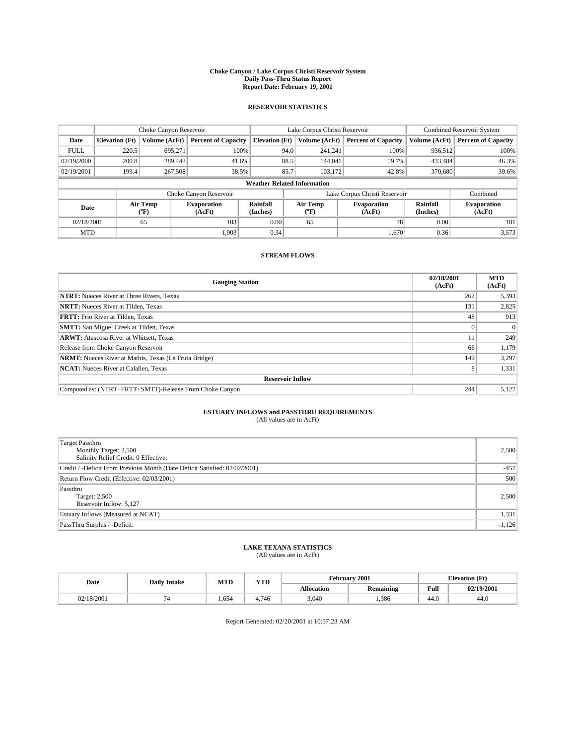**Choke Canyon / Lake Corpus Christi Reservoir System**
**Daily Pass-Thru Status Report**
**Report Date: February 19, 2001**

## RESERVOIR STATISTICS

| | Choke Canyon Reservoir | | | Lake Corpus Christi Reservoir | | | Combined Reservoir System | |
|---|---|---|---|---|---|---|---|---|
| Date | Elevation (Ft) | Volume (AcFt) | Percent of Capacity | Elevation (Ft) | Volume (AcFt) | Percent of Capacity | Volume (AcFt) | Percent of Capacity |
| FULL | 220.5 | 695,271 | 100% | 94.0 | 241,241 | 100% | 936,512 | 100% |
| 02/19/2000 | 200.8 | 289,443 | 41.6% | 88.5 | 144,041 | 59.7% | 433,484 | 46.3% |
| 02/19/2001 | 199.4 | 267,508 | 38.5% | 85.7 | 103,172 | 42.8% | 370,680 | 39.6% |

**Weather Related Information**

| | Choke Canyon Reservoir | | | Lake Corpus Christi Reservoir | | | Combined |
|---|---|---|---|---|---|---|---|
| Date | Air Temp (°F) | Evaporation (AcFt) | Rainfall (Inches) | Air Temp (°F) | Evaporation (AcFt) | Rainfall (Inches) | Evaporation (AcFt) |
| 02/18/2001 | 65 | 103 | 0.00 | 65 | 78 | 0.00 | 181 |
| MTD | | 1,903 | 0.34 | | 1,670 | 0.36 | 3,573 |

## STREAM FLOWS

| Gauging Station | 02/18/2001 (AcFt) | MTD (AcFt) |
|---|---|---|
| **NTRT:** Nueces River at Three Rivers, Texas | 262 | 5,393 |
| **NRTT:** Nueces River at Tilden, Texas | 131 | 2,825 |
| **FRTT:** Frio River at Tilden, Texas | 48 | 913 |
| **SMTT:** San Miguel Creek at Tilden, Texas | 0 | 0 |
| **ARWT:** Atascosa River at Whitsett, Texas | 11 | 249 |
| Release from Choke Canyon Reservoir | 66 | 1,179 |
| **NRMT:** Nueces River at Mathis, Texas (La Fruta Bridge) | 149 | 3,297 |
| **NCAT:** Nueces River at Calallen, Texas | 8 | 1,331 |
| **Reservoir Inflow** | | |
| Computed as: (NTRT+FRTT+SMTT)-Release From Choke Canyon | 244 | 5,127 |

## ESTUARY INFLOWS and PASSTHRU REQUIREMENTS
(All values are in AcFt)

| | |
|---|---|
| Target Passthru<br>Monthly Target: 2,500<br>Salinity Relief Credit: 0 Effective: | 2,500 |
| Credit / -Deficit From Previous Month (Date Deficit Satisfied: 02/02/2001) | -457 |
| Return Flow Credit (Effective: 02/03/2001) | 500 |
| Passthru<br>Target: 2,500<br>Reservoir Inflow: 5,127 | 2,500 |
| Estuary Inflows (Measured at NCAT) | 1,331 |
| PassThru Surplus / -Deficit: | -1,126 |

## LAKE TEXANA STATISTICS
(All values are in AcFt)

| Date | Daily Intake | MTD | YTD | February 2001 | | Elevation (Ft) | |
|---|---|---|---|---|---|---|---|
| | | | | Allocation | Remaining | Full | 02/19/2001 |
| 02/18/2001 | 74 | 1,654 | 4,746 | 3,040 | 1,386 | 44.0 | 44.0 |

Report Generated: 02/20/2001 at 10:57:23 AM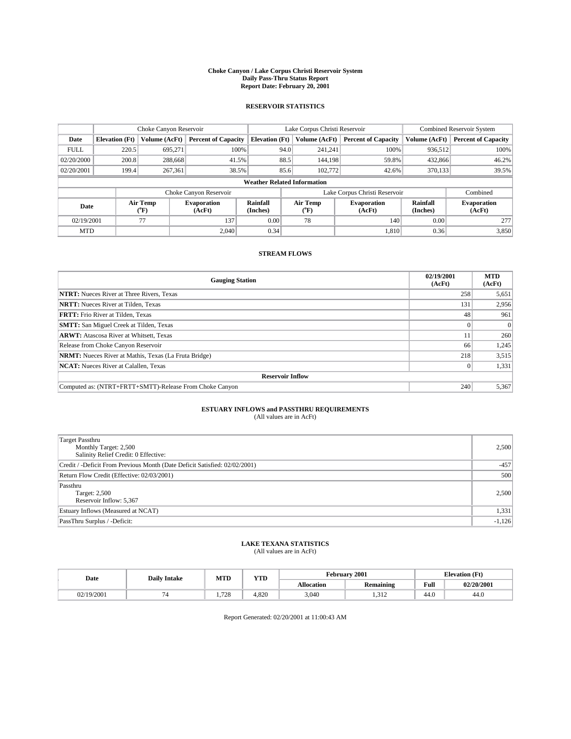**Choke Canyon / Lake Corpus Christi Reservoir System**
**Daily Pass-Thru Status Report**
**Report Date: February 20, 2001**

## RESERVOIR STATISTICS

| | Choke Canyon Reservoir | | | Lake Corpus Christi Reservoir | | | Combined Reservoir System | |
|---|---|---|---|---|---|---|---|---|
| **Date** | **Elevation (Ft)** | **Volume (AcFt)** | **Percent of Capacity** | **Elevation (Ft)** | **Volume (AcFt)** | **Percent of Capacity** | **Volume (AcFt)** | **Percent of Capacity** |
| FULL | 220.5 | 695,271 | 100% | 94.0 | 241,241 | 100% | 936,512 | 100% |
| 02/20/2000 | 200.8 | 288,668 | 41.5% | 88.5 | 144,198 | 59.8% | 432,866 | 46.2% |
| 02/20/2001 | 199.4 | 267,361 | 38.5% | 85.6 | 102,772 | 42.6% | 370,133 | 39.5% |

**Weather Related Information**

| | Choke Canyon Reservoir | | | Lake Corpus Christi Reservoir | | | Combined |
|---|---|---|---|---|---|---|---|
| **Date** | **Air Temp (°F)** | **Evaporation (AcFt)** | **Rainfall (Inches)** | **Air Temp (°F)** | **Evaporation (AcFt)** | **Rainfall (Inches)** | **Evaporation (AcFt)** |
| 02/19/2001 | 77 | 137 | 0.00 | 78 | 140 | 0.00 | 277 |
| MTD | | 2,040 | 0.34 | | 1,810 | 0.36 | 3,850 |

## STREAM FLOWS

| Gauging Station | 02/19/2001 (AcFt) | MTD (AcFt) |
|---|---|---|
| **NTRT:** Nueces River at Three Rivers, Texas | 258 | 5,651 |
| **NRTT:** Nueces River at Tilden, Texas | 131 | 2,956 |
| **FRTT:** Frio River at Tilden, Texas | 48 | 961 |
| **SMTT:** San Miguel Creek at Tilden, Texas | 0 | 0 |
| **ARWT:** Atascosa River at Whitsett, Texas | 11 | 260 |
| Release from Choke Canyon Reservoir | 66 | 1,245 |
| **NRMT:** Nueces River at Mathis, Texas (La Fruta Bridge) | 218 | 3,515 |
| **NCAT:** Nueces River at Calallen, Texas | 0 | 1,331 |
| **Reservoir Inflow** | | |
| Computed as: (NTRT+FRTT+SMTT)-Release From Choke Canyon | 240 | 5,367 |

## ESTUARY INFLOWS and PASSTHRU REQUIREMENTS
(All values are in AcFt)

| | |
|---|---|
| Target Passthru<br>Monthly Target: 2,500<br>Salinity Relief Credit: 0 Effective: | 2,500 |
| Credit / -Deficit From Previous Month (Date Deficit Satisfied: 02/02/2001) | -457 |
| Return Flow Credit (Effective: 02/03/2001) | 500 |
| Passthru<br>Target: 2,500<br>Reservoir Inflow: 5,367 | 2,500 |
| Estuary Inflows (Measured at NCAT) | 1,331 |
| PassThru Surplus / -Deficit: | -1,126 |

## LAKE TEXANA STATISTICS
(All values are in AcFt)

| Date | Daily Intake | MTD | YTD | February 2001 | | Elevation (Ft) | |
|---|---|---|---|---|---|---|---|
| | | | | **Allocation** | **Remaining** | **Full** | **02/20/2001** |
| 02/19/2001 | 74 | 1,728 | 4,820 | 3,040 | 1,312 | 44.0 | 44.0 |

Report Generated: 02/20/2001 at 11:00:43 AM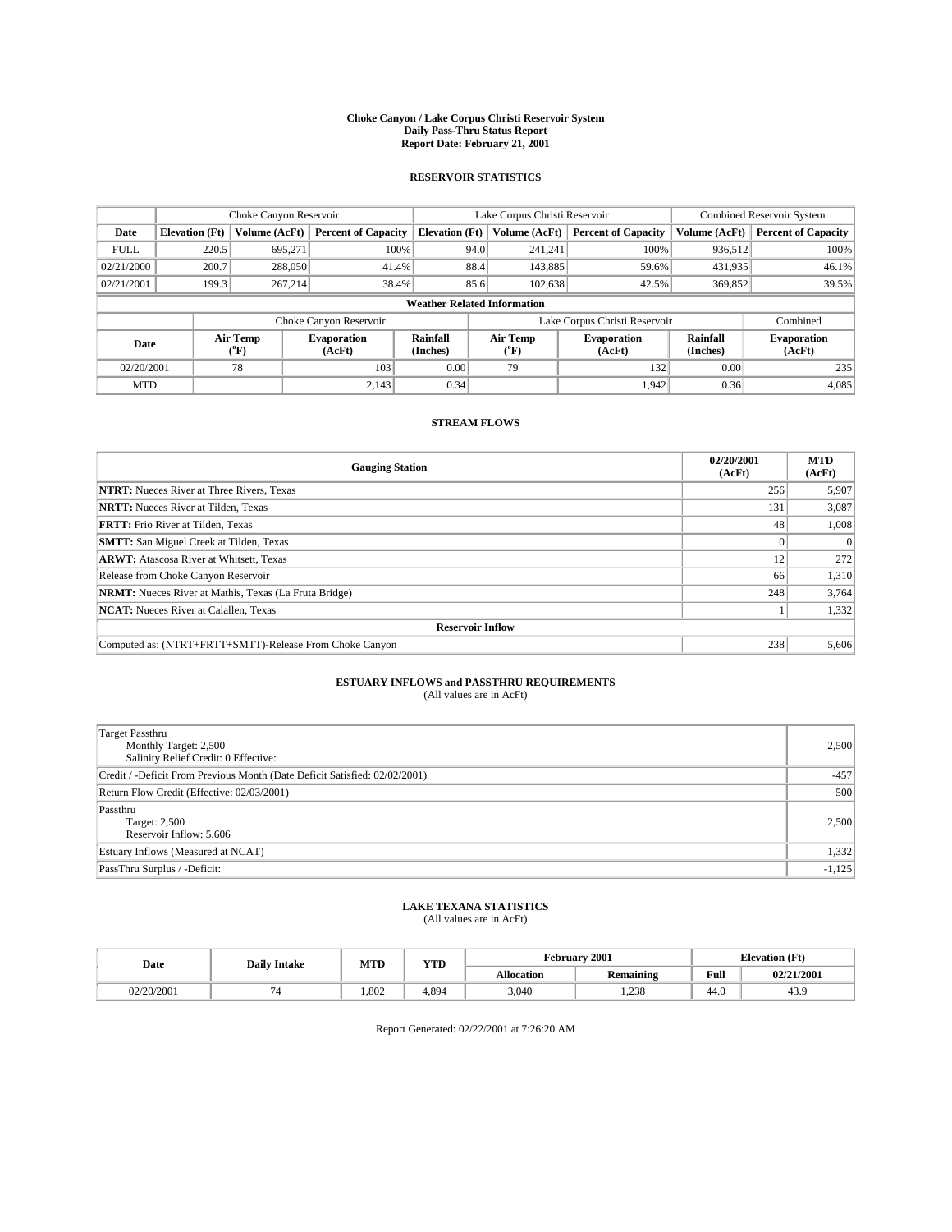**Choke Canyon / Lake Corpus Christi Reservoir System**
**Daily Pass-Thru Status Report**
**Report Date: February 21, 2001**

## RESERVOIR STATISTICS

| | Choke Canyon Reservoir | | | Lake Corpus Christi Reservoir | | | Combined Reservoir System | |
|---|---|---|---|---|---|---|---|---|
| **Date** | **Elevation (Ft)** | **Volume (AcFt)** | **Percent of Capacity** | **Elevation (Ft)** | **Volume (AcFt)** | **Percent of Capacity** | **Volume (AcFt)** | **Percent of Capacity** |
| FULL | 220.5 | 695,271 | 100% | 94.0 | 241,241 | 100% | 936,512 | 100% |
| 02/21/2000 | 200.7 | 288,050 | 41.4% | 88.4 | 143,885 | 59.6% | 431,935 | 46.1% |
| 02/21/2001 | 199.3 | 267,214 | 38.4% | 85.6 | 102,638 | 42.5% | 369,852 | 39.5% |

**Weather Related Information**

| | Choke Canyon Reservoir | | | Lake Corpus Christi Reservoir | | | Combined |
|---|---|---|---|---|---|---|---|
| **Date** | **Air Temp (°F)** | **Evaporation (AcFt)** | **Rainfall (Inches)** | **Air Temp (°F)** | **Evaporation (AcFt)** | **Rainfall (Inches)** | **Evaporation (AcFt)** |
| 02/20/2001 | 78 | 103 | 0.00 | 79 | 132 | 0.00 | 235 |
| MTD | | 2,143 | 0.34 | | 1,942 | 0.36 | 4,085 |

## STREAM FLOWS

| Gauging Station | 02/20/2001 (AcFt) | MTD (AcFt) |
|---|---|---|
| **NTRT:** Nueces River at Three Rivers, Texas | 256 | 5,907 |
| **NRTT:** Nueces River at Tilden, Texas | 131 | 3,087 |
| **FRTT:** Frio River at Tilden, Texas | 48 | 1,008 |
| **SMTT:** San Miguel Creek at Tilden, Texas | 0 | 0 |
| **ARWT:** Atascosa River at Whitsett, Texas | 12 | 272 |
| Release from Choke Canyon Reservoir | 66 | 1,310 |
| **NRMT:** Nueces River at Mathis, Texas (La Fruta Bridge) | 248 | 3,764 |
| **NCAT:** Nueces River at Calallen, Texas | 1 | 1,332 |
| **Reservoir Inflow** | | |
| Computed as: (NTRT+FRTT+SMTT)-Release From Choke Canyon | 238 | 5,606 |

## ESTUARY INFLOWS and PASSTHRU REQUIREMENTS

(All values are in AcFt)

| | |
|---|---|
| Target Passthru<br>Monthly Target: 2,500<br>Salinity Relief Credit: 0 Effective: | 2,500 |
| Credit / -Deficit From Previous Month (Date Deficit Satisfied: 02/02/2001) | -457 |
| Return Flow Credit (Effective: 02/03/2001) | 500 |
| Passthru<br>Target: 2,500<br>Reservoir Inflow: 5,606 | 2,500 |
| Estuary Inflows (Measured at NCAT) | 1,332 |
| PassThru Surplus / -Deficit: | -1,125 |

## LAKE TEXANA STATISTICS

(All values are in AcFt)

| Date | Daily Intake | MTD | YTD | February 2001 | | Elevation (Ft) | |
|---|---|---|---|---|---|---|---|
| | | | | **Allocation** | **Remaining** | **Full** | **02/21/2001** |
| 02/20/2001 | 74 | 1,802 | 4,894 | 3,040 | 1,238 | 44.0 | 43.9 |

Report Generated: 02/22/2001 at 7:26:20 AM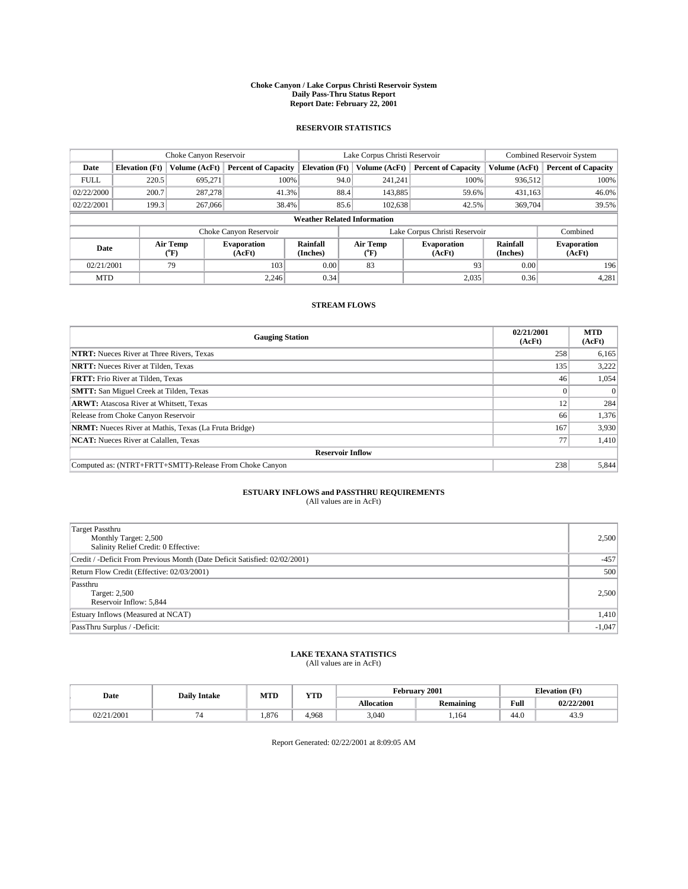**Choke Canyon / Lake Corpus Christi Reservoir System**
**Daily Pass-Thru Status Report**
**Report Date: February 22, 2001**

## RESERVOIR STATISTICS

| | Choke Canyon Reservoir | | | Lake Corpus Christi Reservoir | | | Combined Reservoir System | |
|---|---|---|---|---|---|---|---|---|
| **Date** | **Elevation (Ft)** | **Volume (AcFt)** | **Percent of Capacity** | **Elevation (Ft)** | **Volume (AcFt)** | **Percent of Capacity** | **Volume (AcFt)** | **Percent of Capacity** |
| FULL | 220.5 | 695,271 | 100% | 94.0 | 241,241 | 100% | 936,512 | 100% |
| 02/22/2000 | 200.7 | 287,278 | 41.3% | 88.4 | 143,885 | 59.6% | 431,163 | 46.0% |
| 02/22/2001 | 199.3 | 267,066 | 38.4% | 85.6 | 102,638 | 42.5% | 369,704 | 39.5% |

**Weather Related Information**

| | Choke Canyon Reservoir | | | Lake Corpus Christi Reservoir | | | Combined |
|---|---|---|---|---|---|---|---|
| **Date** | **Air Temp (°F)** | **Evaporation (AcFt)** | **Rainfall (Inches)** | **Air Temp (°F)** | **Evaporation (AcFt)** | **Rainfall (Inches)** | **Evaporation (AcFt)** |
| 02/21/2001 | 79 | 103 | 0.00 | 83 | 93 | 0.00 | 196 |
| MTD | | 2,246 | 0.34 | | 2,035 | 0.36 | 4,281 |

## STREAM FLOWS

| Gauging Station | 02/21/2001 (AcFt) | MTD (AcFt) |
|---|---|---|
| **NTRT:** Nueces River at Three Rivers, Texas | 258 | 6,165 |
| **NRTT:** Nueces River at Tilden, Texas | 135 | 3,222 |
| **FRTT:** Frio River at Tilden, Texas | 46 | 1,054 |
| **SMTT:** San Miguel Creek at Tilden, Texas | 0 | 0 |
| **ARWT:** Atascosa River at Whitsett, Texas | 12 | 284 |
| Release from Choke Canyon Reservoir | 66 | 1,376 |
| **NRMT:** Nueces River at Mathis, Texas (La Fruta Bridge) | 167 | 3,930 |
| **NCAT:** Nueces River at Calallen, Texas | 77 | 1,410 |
| **Reservoir Inflow** | | |
| Computed as: (NTRT+FRTT+SMTT)-Release From Choke Canyon | 238 | 5,844 |

## ESTUARY INFLOWS and PASSTHRU REQUIREMENTS
(All values are in AcFt)

| | |
|---|---|
| Target Passthru<br>Monthly Target: 2,500<br>Salinity Relief Credit: 0 Effective: | 2,500 |
| Credit / -Deficit From Previous Month (Date Deficit Satisfied: 02/02/2001) | -457 |
| Return Flow Credit (Effective: 02/03/2001) | 500 |
| Passthru<br>Target: 2,500<br>Reservoir Inflow: 5,844 | 2,500 |
| Estuary Inflows (Measured at NCAT) | 1,410 |
| PassThru Surplus / -Deficit: | -1,047 |

## LAKE TEXANA STATISTICS
(All values are in AcFt)

| Date | Daily Intake | MTD | YTD | February 2001 | | Elevation (Ft) | |
|---|---|---|---|---|---|---|---|
| | | | | **Allocation** | **Remaining** | **Full** | **02/22/2001** |
| 02/21/2001 | 74 | 1,876 | 4,968 | 3,040 | 1,164 | 44.0 | 43.9 |

Report Generated: 02/22/2001 at 8:09:05 AM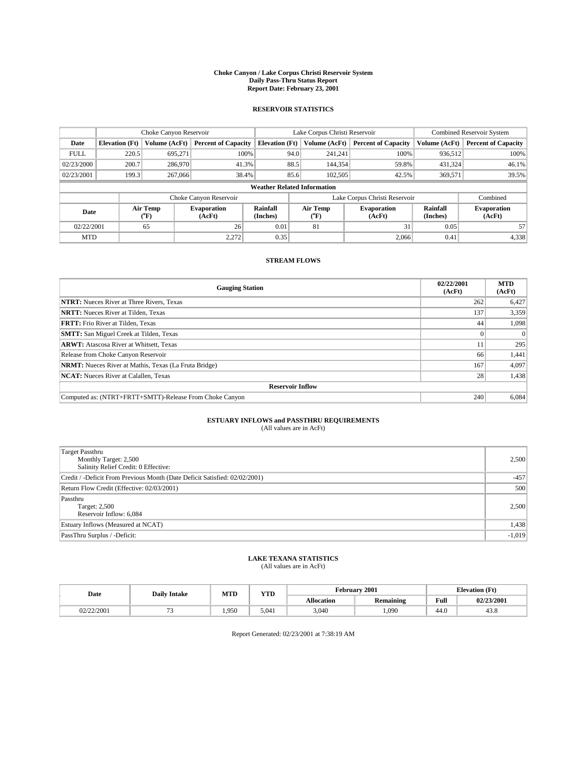**Choke Canyon / Lake Corpus Christi Reservoir System**
**Daily Pass-Thru Status Report**
**Report Date: February 23, 2001**

## RESERVOIR STATISTICS

| | Choke Canyon Reservoir | | | Lake Corpus Christi Reservoir | | | Combined Reservoir System | |
|---|---|---|---|---|---|---|---|---|
| **Date** | **Elevation (Ft)** | **Volume (AcFt)** | **Percent of Capacity** | **Elevation (Ft)** | **Volume (AcFt)** | **Percent of Capacity** | **Volume (AcFt)** | **Percent of Capacity** |
| FULL | 220.5 | 695,271 | 100% | 94.0 | 241,241 | 100% | 936,512 | 100% |
| 02/23/2000 | 200.7 | 286,970 | 41.3% | 88.5 | 144,354 | 59.8% | 431,324 | 46.1% |
| 02/23/2001 | 199.3 | 267,066 | 38.4% | 85.6 | 102,505 | 42.5% | 369,571 | 39.5% |

**Weather Related Information**

| | Choke Canyon Reservoir | | | Lake Corpus Christi Reservoir | | | Combined |
|---|---|---|---|---|---|---|---|
| **Date** | **Air Temp (°F)** | **Evaporation (AcFt)** | **Rainfall (Inches)** | **Air Temp (°F)** | **Evaporation (AcFt)** | **Rainfall (Inches)** | **Evaporation (AcFt)** |
| 02/22/2001 | 65 | 26 | 0.01 | 81 | 31 | 0.05 | 57 |
| MTD | | 2,272 | 0.35 | | 2,066 | 0.41 | 4,338 |

## STREAM FLOWS

| Gauging Station | 02/22/2001 (AcFt) | MTD (AcFt) |
|---|---|---|
| **NTRT:** Nueces River at Three Rivers, Texas | 262 | 6,427 |
| **NRTT:** Nueces River at Tilden, Texas | 137 | 3,359 |
| **FRTT:** Frio River at Tilden, Texas | 44 | 1,098 |
| **SMTT:** San Miguel Creek at Tilden, Texas | 0 | 0 |
| **ARWT:** Atascosa River at Whitsett, Texas | 11 | 295 |
| Release from Choke Canyon Reservoir | 66 | 1,441 |
| **NRMT:** Nueces River at Mathis, Texas (La Fruta Bridge) | 167 | 4,097 |
| **NCAT:** Nueces River at Calallen, Texas | 28 | 1,438 |
| **Reservoir Inflow** | | |
| Computed as: (NTRT+FRTT+SMTT)-Release From Choke Canyon | 240 | 6,084 |

## ESTUARY INFLOWS and PASSTHRU REQUIREMENTS
(All values are in AcFt)

| | |
|---|---|
| Target Passthru<br>Monthly Target: 2,500<br>Salinity Relief Credit: 0 Effective: | 2,500 |
| Credit / -Deficit From Previous Month (Date Deficit Satisfied: 02/02/2001) | -457 |
| Return Flow Credit (Effective: 02/03/2001) | 500 |
| Passthru<br>Target: 2,500<br>Reservoir Inflow: 6,084 | 2,500 |
| Estuary Inflows (Measured at NCAT) | 1,438 |
| PassThru Surplus / -Deficit: | -1,019 |

## LAKE TEXANA STATISTICS
(All values are in AcFt)

| Date | Daily Intake | MTD | YTD | February 2001 | | Elevation (Ft) | |
|---|---|---|---|---|---|---|---|
| | | | | **Allocation** | **Remaining** | **Full** | **02/23/2001** |
| 02/22/2001 | 73 | 1,950 | 5,041 | 3,040 | 1,090 | 44.0 | 43.8 |

Report Generated: 02/23/2001 at 7:38:19 AM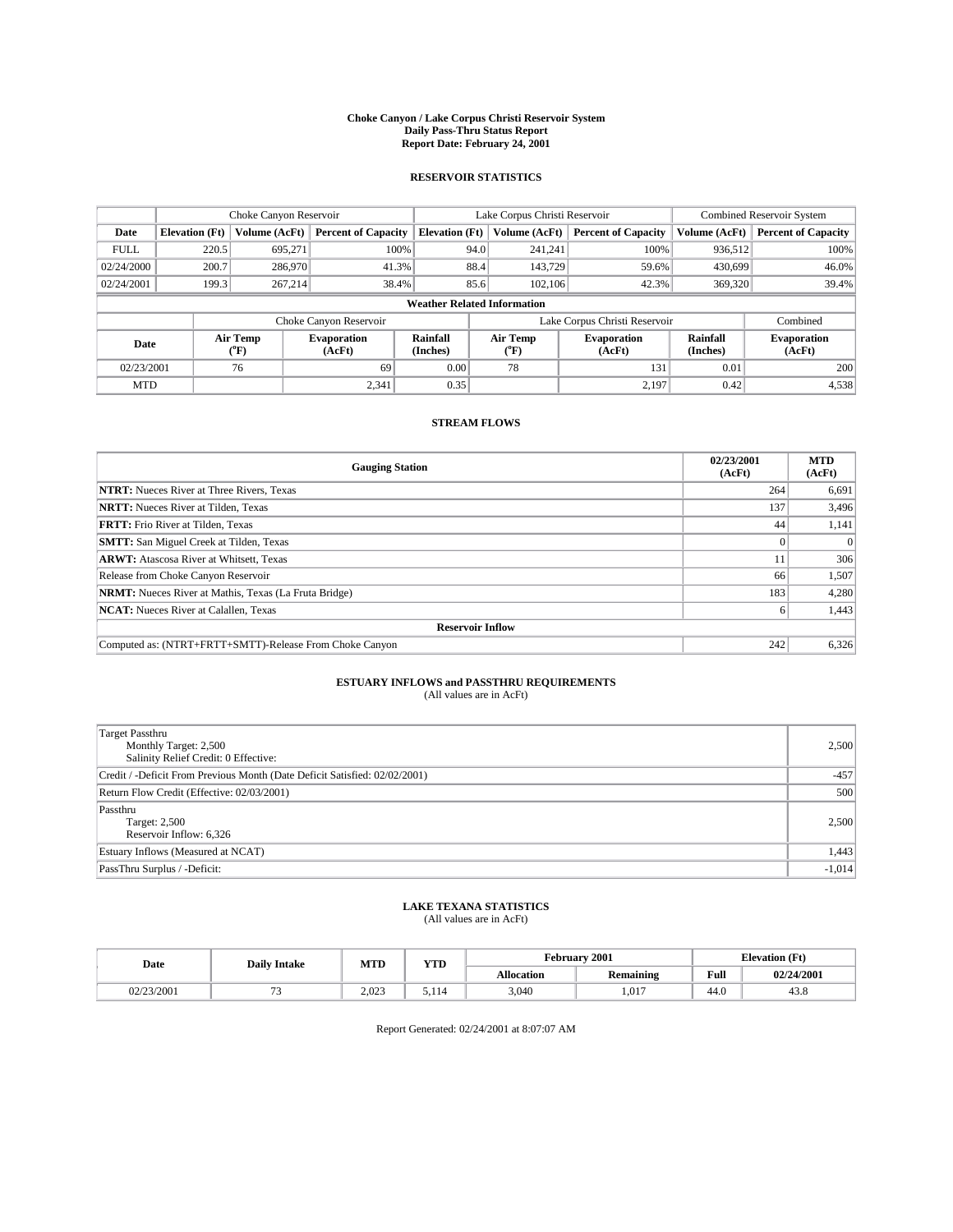# Choke Canyon / Lake Corpus Christi Reservoir System
## Daily Pass-Thru Status Report
## Report Date: February 24, 2001

### RESERVOIR STATISTICS

| | Choke Canyon Reservoir | | | Lake Corpus Christi Reservoir | | | Combined Reservoir System | |
|---|---|---|---|---|---|---|---|---|
| Date | Elevation (Ft) | Volume (AcFt) | Percent of Capacity | Elevation (Ft) | Volume (AcFt) | Percent of Capacity | Volume (AcFt) | Percent of Capacity |
| FULL | 220.5 | 695,271 | 100% | 94.0 | 241,241 | 100% | 936,512 | 100% |
| 02/24/2000 | 200.7 | 286,970 | 41.3% | 88.4 | 143,729 | 59.6% | 430,699 | 46.0% |
| 02/24/2001 | 199.3 | 267,214 | 38.4% | 85.6 | 102,106 | 42.3% | 369,320 | 39.4% |

**Weather Related Information**

| | Choke Canyon Reservoir | | | Lake Corpus Christi Reservoir | | | Combined |
|---|---|---|---|---|---|---|---|
| Date | Air Temp (°F) | Evaporation (AcFt) | Rainfall (Inches) | Air Temp (°F) | Evaporation (AcFt) | Rainfall (Inches) | Evaporation (AcFt) |
| 02/23/2001 | 76 | 69 | 0.00 | 78 | 131 | 0.01 | 200 |
| MTD | | 2,341 | 0.35 | | 2,197 | 0.42 | 4,538 |

### STREAM FLOWS

| Gauging Station | 02/23/2001 (AcFt) | MTD (AcFt) |
|---|---|---|
| **NTRT:** Nueces River at Three Rivers, Texas | 264 | 6,691 |
| **NRTT:** Nueces River at Tilden, Texas | 137 | 3,496 |
| **FRTT:** Frio River at Tilden, Texas | 44 | 1,141 |
| **SMTT:** San Miguel Creek at Tilden, Texas | 0 | 0 |
| **ARWT:** Atascosa River at Whitsett, Texas | 11 | 306 |
| Release from Choke Canyon Reservoir | 66 | 1,507 |
| **NRMT:** Nueces River at Mathis, Texas (La Fruta Bridge) | 183 | 4,280 |
| **NCAT:** Nueces River at Calallen, Texas | 6 | 1,443 |
| **Reservoir Inflow** | | |
| Computed as: (NTRT+FRTT+SMTT)-Release From Choke Canyon | 242 | 6,326 |

### ESTUARY INFLOWS and PASSTHRU REQUIREMENTS
(All values are in AcFt)

| | |
|---|---|
| Target Passthru<br>Monthly Target: 2,500<br>Salinity Relief Credit: 0 Effective: | 2,500 |
| Credit / -Deficit From Previous Month (Date Deficit Satisfied: 02/02/2001) | -457 |
| Return Flow Credit (Effective: 02/03/2001) | 500 |
| Passthru<br>Target: 2,500<br>Reservoir Inflow: 6,326 | 2,500 |
| Estuary Inflows (Measured at NCAT) | 1,443 |
| PassThru Surplus / -Deficit: | -1,014 |

### LAKE TEXANA STATISTICS
(All values are in AcFt)

| Date | Daily Intake | MTD | YTD | February 2001 | | Elevation (Ft) | |
|---|---|---|---|---|---|---|---|
| | | | | Allocation | Remaining | Full | 02/24/2001 |
| 02/23/2001 | 73 | 2,023 | 5,114 | 3,040 | 1,017 | 44.0 | 43.8 |

Report Generated: 02/24/2001 at 8:07:07 AM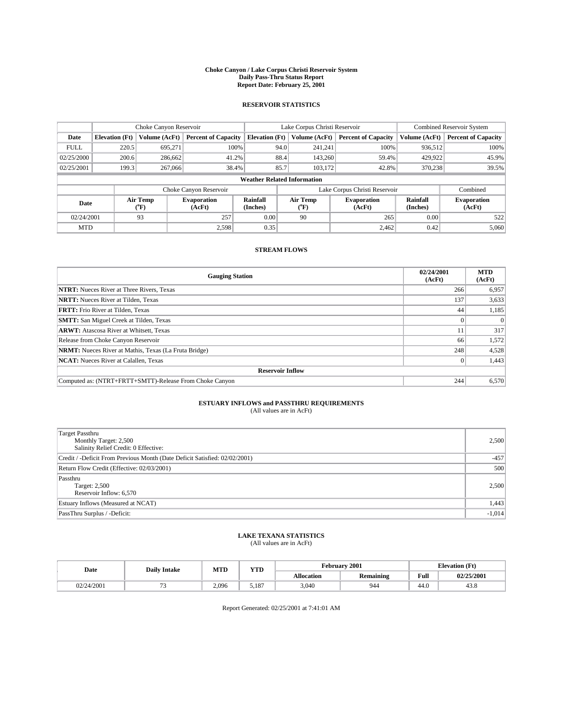**Choke Canyon / Lake Corpus Christi Reservoir System**
**Daily Pass-Thru Status Report**
**Report Date: February 25, 2001**

## RESERVOIR STATISTICS

| | Choke Canyon Reservoir | | | Lake Corpus Christi Reservoir | | | Combined Reservoir System | |
|---|---|---|---|---|---|---|---|---|
| **Date** | **Elevation (Ft)** | **Volume (AcFt)** | **Percent of Capacity** | **Elevation (Ft)** | **Volume (AcFt)** | **Percent of Capacity** | **Volume (AcFt)** | **Percent of Capacity** |
| FULL | 220.5 | 695,271 | 100% | 94.0 | 241,241 | 100% | 936,512 | 100% |
| 02/25/2000 | 200.6 | 286,662 | 41.2% | 88.4 | 143,260 | 59.4% | 429,922 | 45.9% |
| 02/25/2001 | 199.3 | 267,066 | 38.4% | 85.7 | 103,172 | 42.8% | 370,238 | 39.5% |

**Weather Related Information**

| | Choke Canyon Reservoir | | | Lake Corpus Christi Reservoir | | | Combined |
|---|---|---|---|---|---|---|---|
| **Date** | **Air Temp (°F)** | **Evaporation (AcFt)** | **Rainfall (Inches)** | **Air Temp (°F)** | **Evaporation (AcFt)** | **Rainfall (Inches)** | **Evaporation (AcFt)** |
| 02/24/2001 | 93 | 257 | 0.00 | 90 | 265 | 0.00 | 522 |
| MTD | | 2,598 | 0.35 | | 2,462 | 0.42 | 5,060 |

## STREAM FLOWS

| Gauging Station | 02/24/2001 (AcFt) | MTD (AcFt) |
|---|---|---|
| **NTRT:** Nueces River at Three Rivers, Texas | 266 | 6,957 |
| **NRTT:** Nueces River at Tilden, Texas | 137 | 3,633 |
| **FRTT:** Frio River at Tilden, Texas | 44 | 1,185 |
| **SMTT:** San Miguel Creek at Tilden, Texas | 0 | 0 |
| **ARWT:** Atascosa River at Whitsett, Texas | 11 | 317 |
| Release from Choke Canyon Reservoir | 66 | 1,572 |
| **NRMT:** Nueces River at Mathis, Texas (La Fruta Bridge) | 248 | 4,528 |
| **NCAT:** Nueces River at Calallen, Texas | 0 | 1,443 |
| **Reservoir Inflow** | | |
| Computed as: (NTRT+FRTT+SMTT)-Release From Choke Canyon | 244 | 6,570 |

## ESTUARY INFLOWS and PASSTHRU REQUIREMENTS
(All values are in AcFt)

| | |
|---|---|
| Target Passthru<br>Monthly Target: 2,500<br>Salinity Relief Credit: 0 Effective: | 2,500 |
| Credit / -Deficit From Previous Month (Date Deficit Satisfied: 02/02/2001) | -457 |
| Return Flow Credit (Effective: 02/03/2001) | 500 |
| Passthru<br>Target: 2,500<br>Reservoir Inflow: 6,570 | 2,500 |
| Estuary Inflows (Measured at NCAT) | 1,443 |
| PassThru Surplus / -Deficit: | -1,014 |

## LAKE TEXANA STATISTICS
(All values are in AcFt)

| Date | Daily Intake | MTD | YTD | February 2001 | | Elevation (Ft) | |
|---|---|---|---|---|---|---|---|
| | | | | **Allocation** | **Remaining** | **Full** | **02/25/2001** |
| 02/24/2001 | 73 | 2,096 | 5,187 | 3,040 | 944 | 44.0 | 43.8 |

Report Generated: 02/25/2001 at 7:41:01 AM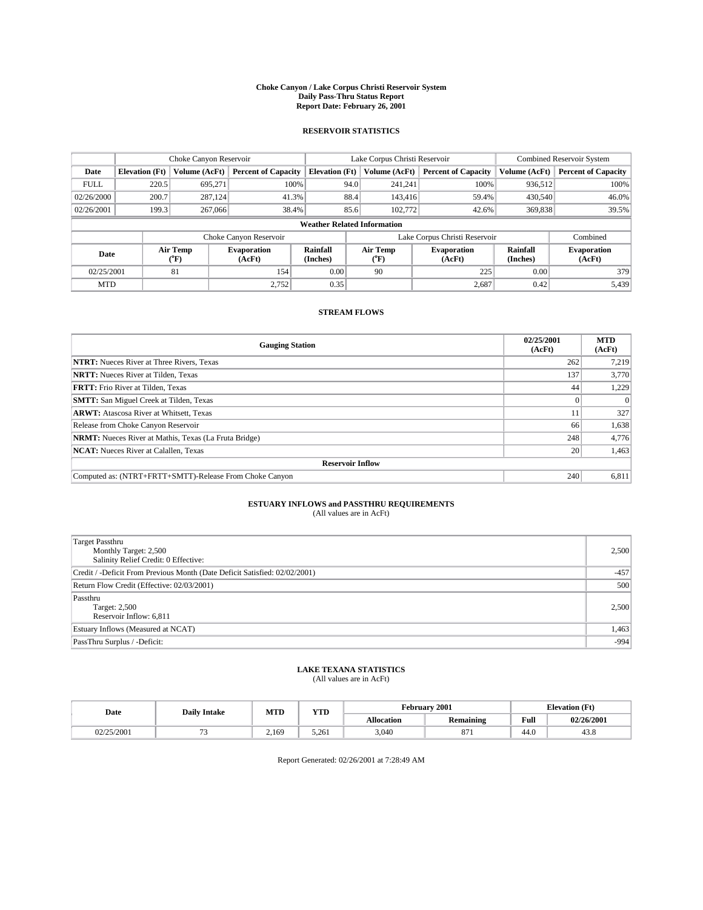**Choke Canyon / Lake Corpus Christi Reservoir System**
**Daily Pass-Thru Status Report**
**Report Date: February 26, 2001**

## RESERVOIR STATISTICS

| | Choke Canyon Reservoir | | | Lake Corpus Christi Reservoir | | | Combined Reservoir System | |
|---|---|---|---|---|---|---|---|---|
| Date | Elevation (Ft) | Volume (AcFt) | Percent of Capacity | Elevation (Ft) | Volume (AcFt) | Percent of Capacity | Volume (AcFt) | Percent of Capacity |
| FULL | 220.5 | 695,271 | 100% | 94.0 | 241,241 | 100% | 936,512 | 100% |
| 02/26/2000 | 200.7 | 287,124 | 41.3% | 88.4 | 143,416 | 59.4% | 430,540 | 46.0% |
| 02/26/2001 | 199.3 | 267,066 | 38.4% | 85.6 | 102,772 | 42.6% | 369,838 | 39.5% |

**Weather Related Information**

| | Choke Canyon Reservoir | | | Lake Corpus Christi Reservoir | | | Combined |
|---|---|---|---|---|---|---|---|
| Date | Air Temp (°F) | Evaporation (AcFt) | Rainfall (Inches) | Air Temp (°F) | Evaporation (AcFt) | Rainfall (Inches) | Evaporation (AcFt) |
| 02/25/2001 | 81 | 154 | 0.00 | 90 | 225 | 0.00 | 379 |
| MTD | | 2,752 | 0.35 | | 2,687 | 0.42 | 5,439 |

## STREAM FLOWS

| Gauging Station | 02/25/2001 (AcFt) | MTD (AcFt) |
|---|---|---|
| **NTRT:** Nueces River at Three Rivers, Texas | 262 | 7,219 |
| **NRTT:** Nueces River at Tilden, Texas | 137 | 3,770 |
| **FRTT:** Frio River at Tilden, Texas | 44 | 1,229 |
| **SMTT:** San Miguel Creek at Tilden, Texas | 0 | 0 |
| **ARWT:** Atascosa River at Whitsett, Texas | 11 | 327 |
| Release from Choke Canyon Reservoir | 66 | 1,638 |
| **NRMT:** Nueces River at Mathis, Texas (La Fruta Bridge) | 248 | 4,776 |
| **NCAT:** Nueces River at Calallen, Texas | 20 | 1,463 |
| **Reservoir Inflow** | | |
| Computed as: (NTRT+FRTT+SMTT)-Release From Choke Canyon | 240 | 6,811 |

## ESTUARY INFLOWS and PASSTHRU REQUIREMENTS

(All values are in AcFt)

| | |
|---|---|
| Target Passthru<br>Monthly Target: 2,500<br>Salinity Relief Credit: 0 Effective: | 2,500 |
| Credit / -Deficit From Previous Month (Date Deficit Satisfied: 02/02/2001) | -457 |
| Return Flow Credit (Effective: 02/03/2001) | 500 |
| Passthru<br>Target: 2,500<br>Reservoir Inflow: 6,811 | 2,500 |
| Estuary Inflows (Measured at NCAT) | 1,463 |
| PassThru Surplus / -Deficit: | -994 |

## LAKE TEXANA STATISTICS

(All values are in AcFt)

| Date | Daily Intake | MTD | YTD | February 2001 | | Elevation (Ft) | |
|---|---|---|---|---|---|---|---|
| | | | | Allocation | Remaining | Full | 02/26/2001 |
| 02/25/2001 | 73 | 2,169 | 5,261 | 3,040 | 871 | 44.0 | 43.8 |

Report Generated: 02/26/2001 at 7:28:49 AM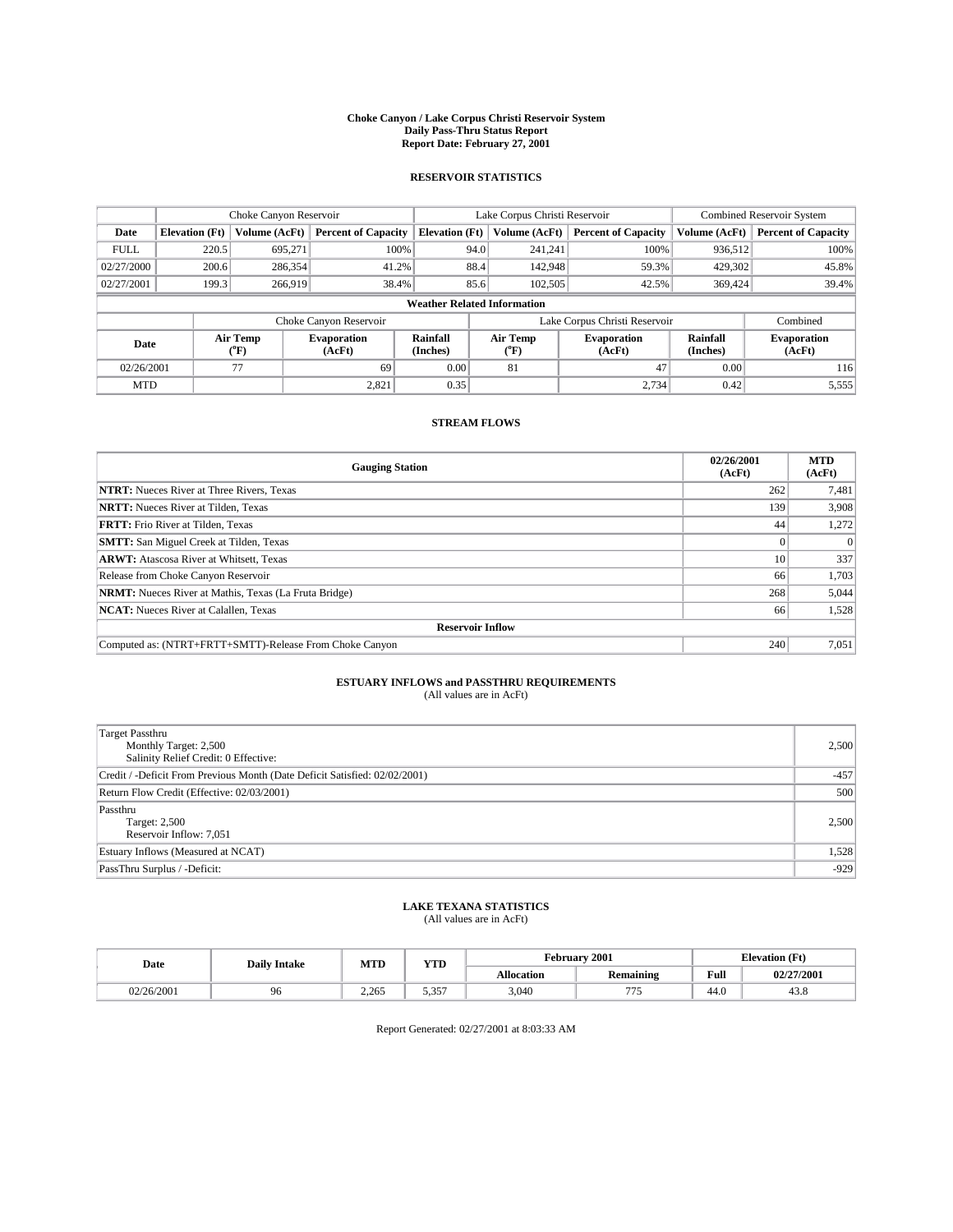**Choke Canyon / Lake Corpus Christi Reservoir System**
**Daily Pass-Thru Status Report**
**Report Date: February 27, 2001**

## RESERVOIR STATISTICS

| | Choke Canyon Reservoir | | | Lake Corpus Christi Reservoir | | | Combined Reservoir System | |
|---|---|---|---|---|---|---|---|---|
| **Date** | **Elevation (Ft)** | **Volume (AcFt)** | **Percent of Capacity** | **Elevation (Ft)** | **Volume (AcFt)** | **Percent of Capacity** | **Volume (AcFt)** | **Percent of Capacity** |
| FULL | 220.5 | 695,271 | 100% | 94.0 | 241,241 | 100% | 936,512 | 100% |
| 02/27/2000 | 200.6 | 286,354 | 41.2% | 88.4 | 142,948 | 59.3% | 429,302 | 45.8% |
| 02/27/2001 | 199.3 | 266,919 | 38.4% | 85.6 | 102,505 | 42.5% | 369,424 | 39.4% |

**Weather Related Information**

| | Choke Canyon Reservoir | | | Lake Corpus Christi Reservoir | | | Combined |
|---|---|---|---|---|---|---|---|
| **Date** | **Air Temp (°F)** | **Evaporation (AcFt)** | **Rainfall (Inches)** | **Air Temp (°F)** | **Evaporation (AcFt)** | **Rainfall (Inches)** | **Evaporation (AcFt)** |
| 02/26/2001 | 77 | 69 | 0.00 | 81 | 47 | 0.00 | 116 |
| MTD | | 2,821 | 0.35 | | 2,734 | 0.42 | 5,555 |

## STREAM FLOWS

| Gauging Station | 02/26/2001 (AcFt) | MTD (AcFt) |
|---|---|---|
| **NTRT:** Nueces River at Three Rivers, Texas | 262 | 7,481 |
| **NRTT:** Nueces River at Tilden, Texas | 139 | 3,908 |
| **FRTT:** Frio River at Tilden, Texas | 44 | 1,272 |
| **SMTT:** San Miguel Creek at Tilden, Texas | 0 | 0 |
| **ARWT:** Atascosa River at Whitsett, Texas | 10 | 337 |
| Release from Choke Canyon Reservoir | 66 | 1,703 |
| **NRMT:** Nueces River at Mathis, Texas (La Fruta Bridge) | 268 | 5,044 |
| **NCAT:** Nueces River at Calallen, Texas | 66 | 1,528 |
| **Reservoir Inflow** | | |
| Computed as: (NTRT+FRTT+SMTT)-Release From Choke Canyon | 240 | 7,051 |

## ESTUARY INFLOWS and PASSTHRU REQUIREMENTS
(All values are in AcFt)

| | |
|---|---|
| Target Passthru<br>Monthly Target: 2,500<br>Salinity Relief Credit: 0 Effective: | 2,500 |
| Credit / -Deficit From Previous Month (Date Deficit Satisfied: 02/02/2001) | -457 |
| Return Flow Credit (Effective: 02/03/2001) | 500 |
| Passthru<br>Target: 2,500<br>Reservoir Inflow: 7,051 | 2,500 |
| Estuary Inflows (Measured at NCAT) | 1,528 |
| PassThru Surplus / -Deficit: | -929 |

## LAKE TEXANA STATISTICS
(All values are in AcFt)

| Date | Daily Intake | MTD | YTD | February 2001 | | Elevation (Ft) | |
|---|---|---|---|---|---|---|---|
| | | | | **Allocation** | **Remaining** | **Full** | **02/27/2001** |
| 02/26/2001 | 96 | 2,265 | 5,357 | 3,040 | 775 | 44.0 | 43.8 |

Report Generated: 02/27/2001 at 8:03:33 AM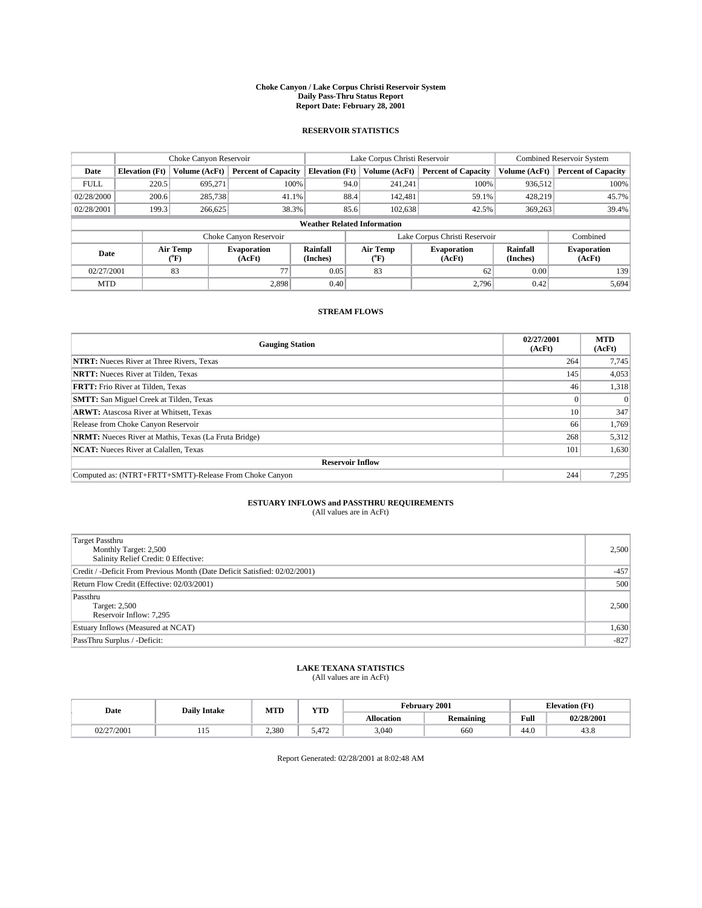# Choke Canyon / Lake Corpus Christi Reservoir System
## Daily Pass-Thru Status Report
## Report Date: February 28, 2001

### RESERVOIR STATISTICS

| | Choke Canyon Reservoir | | | Lake Corpus Christi Reservoir | | | Combined Reservoir System | |
|---|---|---|---|---|---|---|---|---|
| Date | Elevation (Ft) | Volume (AcFt) | Percent of Capacity | Elevation (Ft) | Volume (AcFt) | Percent of Capacity | Volume (AcFt) | Percent of Capacity |
| FULL | 220.5 | 695,271 | 100% | 94.0 | 241,241 | 100% | 936,512 | 100% |
| 02/28/2000 | 200.6 | 285,738 | 41.1% | 88.4 | 142,481 | 59.1% | 428,219 | 45.7% |
| 02/28/2001 | 199.3 | 266,625 | 38.3% | 85.6 | 102,638 | 42.5% | 369,263 | 39.4% |

**Weather Related Information**

| | Choke Canyon Reservoir | | | Lake Corpus Christi Reservoir | | | Combined |
|---|---|---|---|---|---|---|---|
| Date | Air Temp (°F) | Evaporation (AcFt) | Rainfall (Inches) | Air Temp (°F) | Evaporation (AcFt) | Rainfall (Inches) | Evaporation (AcFt) |
| 02/27/2001 | 83 | 77 | 0.05 | 83 | 62 | 0.00 | 139 |
| MTD | | 2,898 | 0.40 | | 2,796 | 0.42 | 5,694 |

### STREAM FLOWS

| Gauging Station | 02/27/2001 (AcFt) | MTD (AcFt) |
|---|---|---|
| **NTRT:** Nueces River at Three Rivers, Texas | 264 | 7,745 |
| **NRTT:** Nueces River at Tilden, Texas | 145 | 4,053 |
| **FRTT:** Frio River at Tilden, Texas | 46 | 1,318 |
| **SMTT:** San Miguel Creek at Tilden, Texas | 0 | 0 |
| **ARWT:** Atascosa River at Whitsett, Texas | 10 | 347 |
| Release from Choke Canyon Reservoir | 66 | 1,769 |
| **NRMT:** Nueces River at Mathis, Texas (La Fruta Bridge) | 268 | 5,312 |
| **NCAT:** Nueces River at Calallen, Texas | 101 | 1,630 |
| **Reservoir Inflow** | | |
| Computed as: (NTRT+FRTT+SMTT)-Release From Choke Canyon | 244 | 7,295 |

### ESTUARY INFLOWS and PASSTHRU REQUIREMENTS
(All values are in AcFt)

| | |
|---|---|
| Target Passthru<br>Monthly Target: 2,500<br>Salinity Relief Credit: 0 Effective: | 2,500 |
| Credit / -Deficit From Previous Month (Date Deficit Satisfied: 02/02/2001) | -457 |
| Return Flow Credit (Effective: 02/03/2001) | 500 |
| Passthru<br>Target: 2,500<br>Reservoir Inflow: 7,295 | 2,500 |
| Estuary Inflows (Measured at NCAT) | 1,630 |
| PassThru Surplus / -Deficit: | -827 |

### LAKE TEXANA STATISTICS
(All values are in AcFt)

| Date | Daily Intake | MTD | YTD | February 2001 | | Elevation (Ft) | |
|---|---|---|---|---|---|---|---|
| | | | | Allocation | Remaining | Full | 02/28/2001 |
| 02/27/2001 | 115 | 2,380 | 5,472 | 3,040 | 660 | 44.0 | 43.8 |

Report Generated: 02/28/2001 at 8:02:48 AM